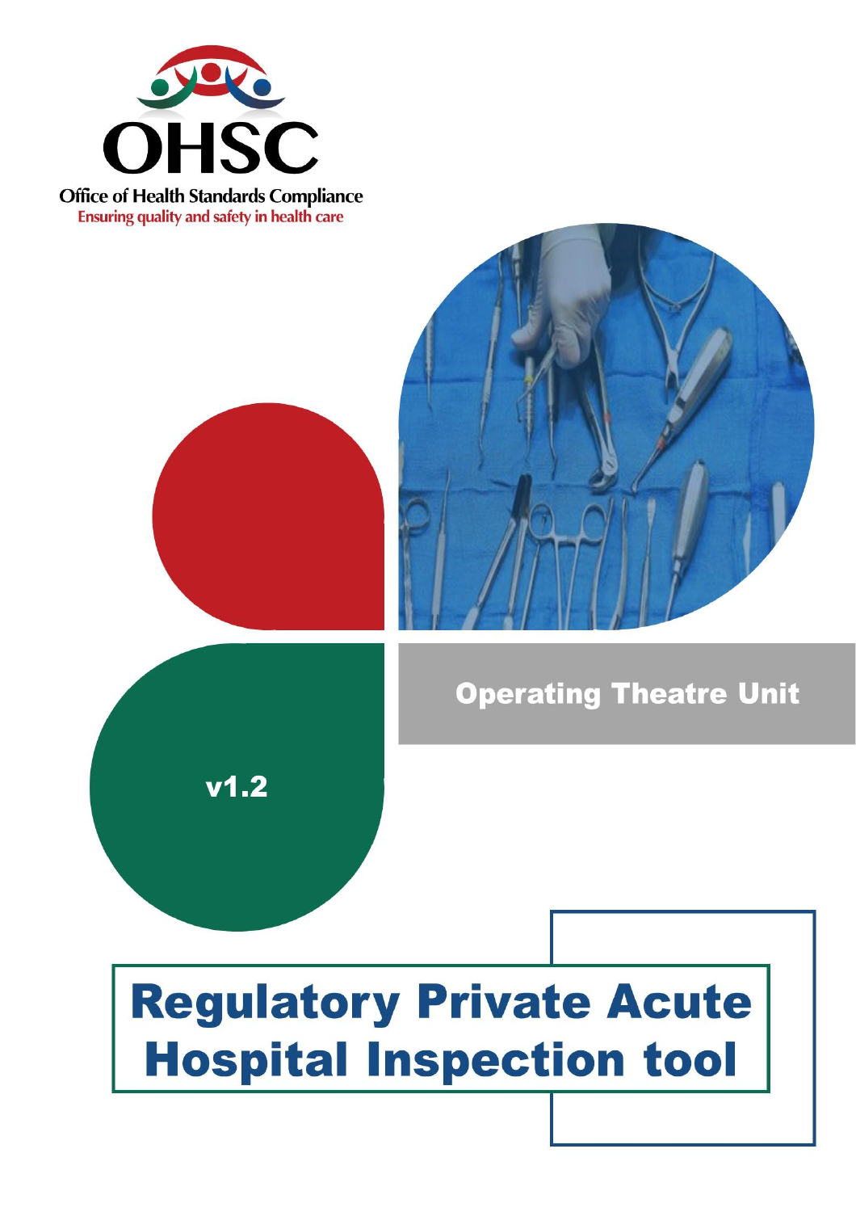OHSC

Office of Health Standards Compliance

Ensuring quality and safety in health care

Operating Theatre Unit

v1.2

# Regulatory Private Acute Hospital Inspection tool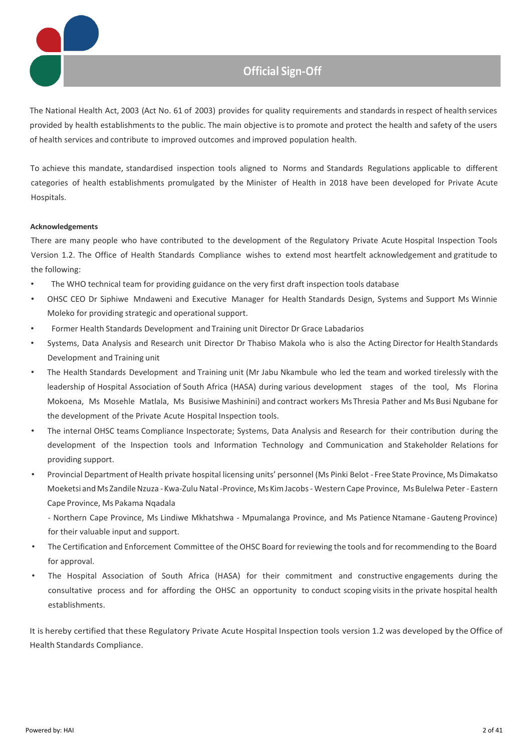# Official Sign-Off

The National Health Act, 2003 (Act No. 61 of 2003) provides for quality requirements and standards in respect of health services provided by health establishments to the public. The main objective is to promote and protect the health and safety of the users of health services and contribute to improved outcomes and improved population health.

To achieve this mandate, standardised inspection tools aligned to Norms and Standards Regulations applicable to different categories of health establishments promulgated by the Minister of Health in 2018 have been developed for Private Acute Hospitals.

**Acknowledgements**

There are many people who have contributed to the development of the Regulatory Private Acute Hospital Inspection Tools Version 1.2. The Office of Health Standards Compliance wishes to extend most heartfelt acknowledgement and gratitude to the following:

- The WHO technical team for providing guidance on the very first draft inspection tools database
- OHSC CEO Dr Siphiwe Mndaweni and Executive Manager for Health Standards Design, Systems and Support Ms Winnie Moleko for providing strategic and operational support.
- Former Health Standards Development and Training unit Director Dr Grace Labadarios
- Systems, Data Analysis and Research unit Director Dr Thabiso Makola who is also the Acting Director for Health Standards Development and Training unit
- The Health Standards Development and Training unit (Mr Jabu Nkambule who led the team and worked tirelessly with the leadership of Hospital Association of South Africa (HASA) during various development stages of the tool, Ms Florina Mokoena, Ms Mosehle Matlala, Ms Busisiwe Mashinini) and contract workers Ms Thresia Pather and Ms Busi Ngubane for the development of the Private Acute Hospital Inspection tools.
- The internal OHSC teams Compliance Inspectorate; Systems, Data Analysis and Research for their contribution during the development of the Inspection tools and Information Technology and Communication and Stakeholder Relations for providing support.
- Provincial Department of Health private hospital licensing units' personnel (Ms Pinki Belot - Free State Province, Ms Dimakatso Moeketsi and Ms Zandile Nzuza - Kwa-Zulu Natal -Province, Ms Kim Jacobs - Western Cape Province, Ms Bulelwa Peter - Eastern Cape Province, Ms Pakama Nqadala - Northern Cape Province, Ms Lindiwe Mkhatshwa - Mpumalanga Province, and Ms Patience Ntamane - Gauteng Province) for their valuable input and support.
- The Certification and Enforcement Committee of the OHSC Board for reviewing the tools and for recommending to the Board for approval.
- The Hospital Association of South Africa (HASA) for their commitment and constructive engagements during the consultative process and for affording the OHSC an opportunity to conduct scoping visits in the private hospital health establishments.

It is hereby certified that these Regulatory Private Acute Hospital Inspection tools version 1.2 was developed by the Office of Health Standards Compliance.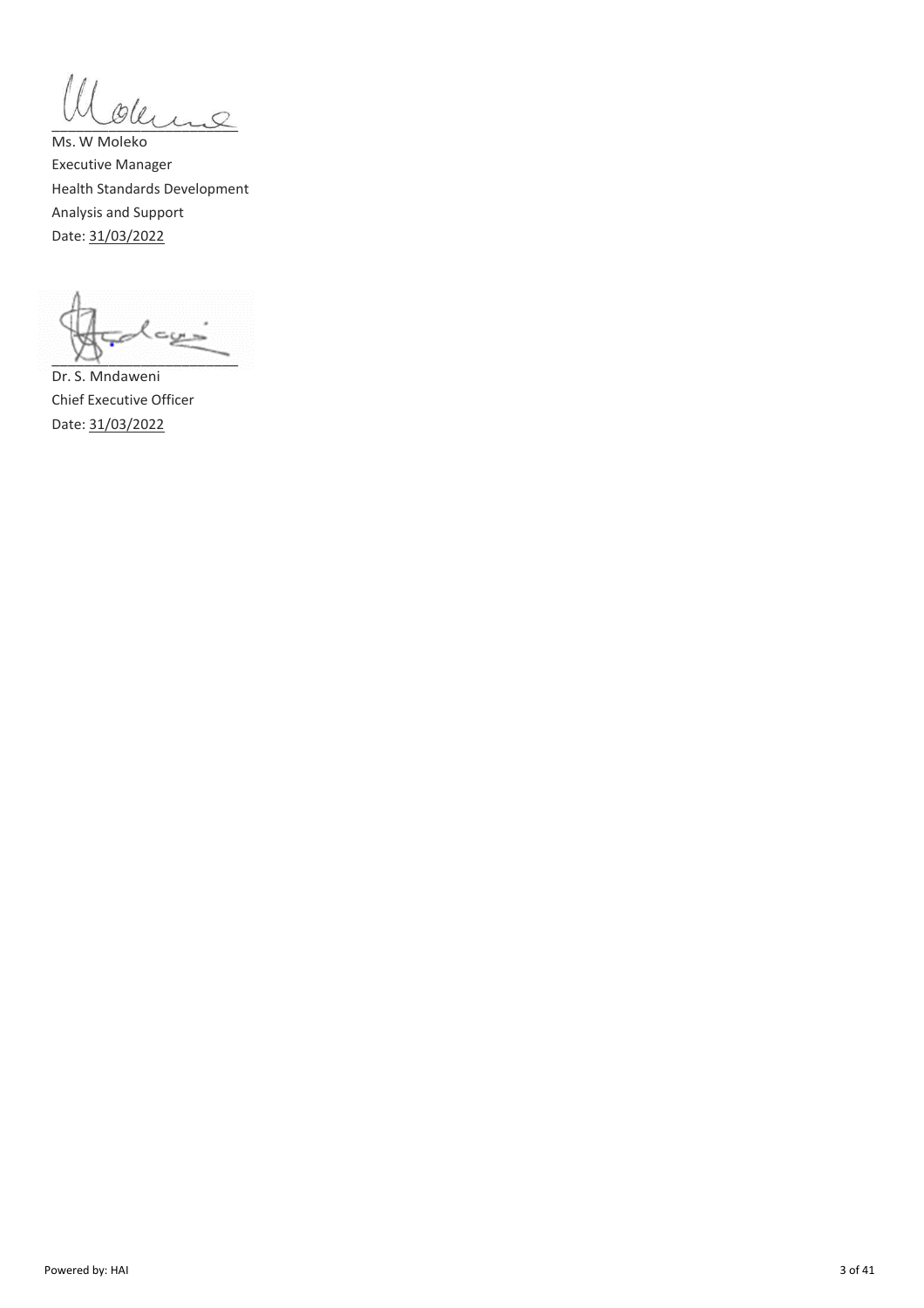Ms. W Moleko
Executive Manager
Health Standards Development
Analysis and Support
Date: 31/03/2022

Dr. S. Mndaweni
Chief Executive Officer
Date: 31/03/2022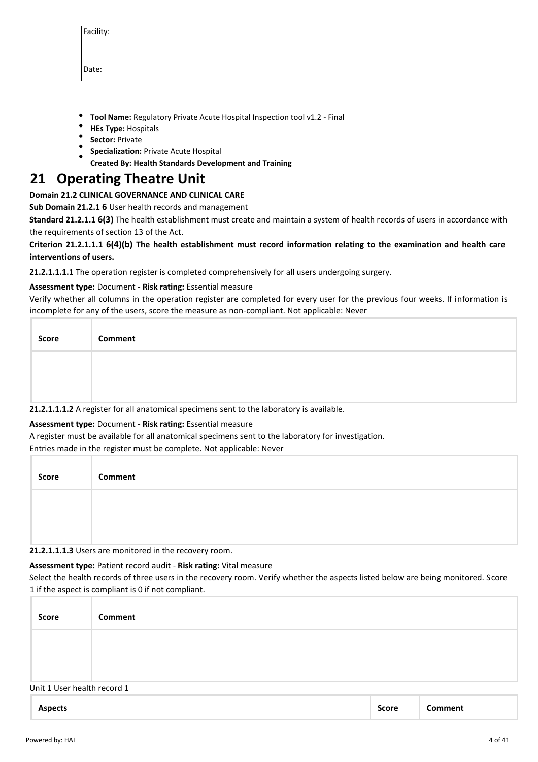| Facility: |
|---|
| Date: |

- **Tool Name:** Regulatory Private Acute Hospital Inspection tool v1.2 - Final
- **HEs Type:** Hospitals
- **Sector:** Private
- **Specialization:** Private Acute Hospital
- **Created By: Health Standards Development and Training**

# 21 Operating Theatre Unit

**Domain 21.2 CLINICAL GOVERNANCE AND CLINICAL CARE**

**Sub Domain 21.2.1 6** User health records and management

**Standard 21.2.1.1 6(3)** The health establishment must create and maintain a system of health records of users in accordance with the requirements of section 13 of the Act.

**Criterion 21.2.1.1.1 6(4)(b) The health establishment must record information relating to the examination and health care interventions of users.**

**21.2.1.1.1.1** The operation register is completed comprehensively for all users undergoing surgery.

**Assessment type:** Document - **Risk rating:** Essential measure

Verify whether all columns in the operation register are completed for every user for the previous four weeks. If information is incomplete for any of the users, score the measure as non-compliant. Not applicable: Never

| Score | Comment |
|---|---|
| | |

**21.2.1.1.1.2** A register for all anatomical specimens sent to the laboratory is available.

**Assessment type:** Document - **Risk rating:** Essential measure

A register must be available for all anatomical specimens sent to the laboratory for investigation.

Entries made in the register must be complete. Not applicable: Never

| Score | Comment |
|---|---|
| | |

**21.2.1.1.1.3** Users are monitored in the recovery room.

**Assessment type:** Patient record audit - **Risk rating:** Vital measure

Select the health records of three users in the recovery room. Verify whether the aspects listed below are being monitored. Score 1 if the aspect is compliant is 0 if not compliant.

| Score | Comment |
|---|---|
| | |

Unit 1 User health record 1

| Aspects | Score | Comment |
|---|---|---|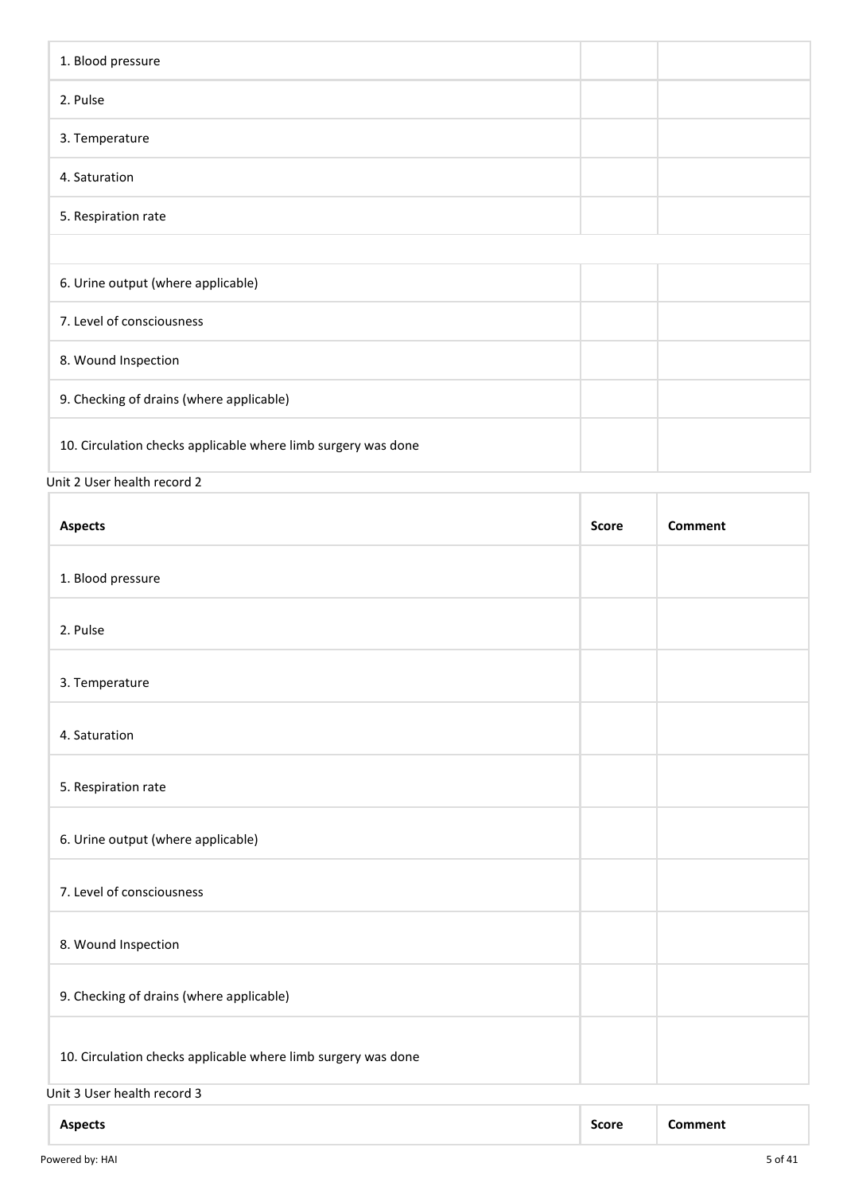| | | |
|---|---|---|
| 1. Blood pressure | | |
| 2. Pulse | | |
| 3. Temperature | | |
| 4. Saturation | | |
| 5. Respiration rate | | |
| | | |
| 6. Urine output (where applicable) | | |
| 7. Level of consciousness | | |
| 8. Wound Inspection | | |
| 9. Checking of drains (where applicable) | | |
| 10. Circulation checks applicable where limb surgery was done | | |

Unit 2 User health record 2

| **Aspects** | **Score** | **Comment** |
|---|---|---|
| 1. Blood pressure | | |
| 2. Pulse | | |
| 3. Temperature | | |
| 4. Saturation | | |
| 5. Respiration rate | | |
| 6. Urine output (where applicable) | | |
| 7. Level of consciousness | | |
| 8. Wound Inspection | | |
| 9. Checking of drains (where applicable) | | |
| 10. Circulation checks applicable where limb surgery was done | | |

Unit 3 User health record 3

| **Aspects** | **Score** | **Comment** |
|---|---|---|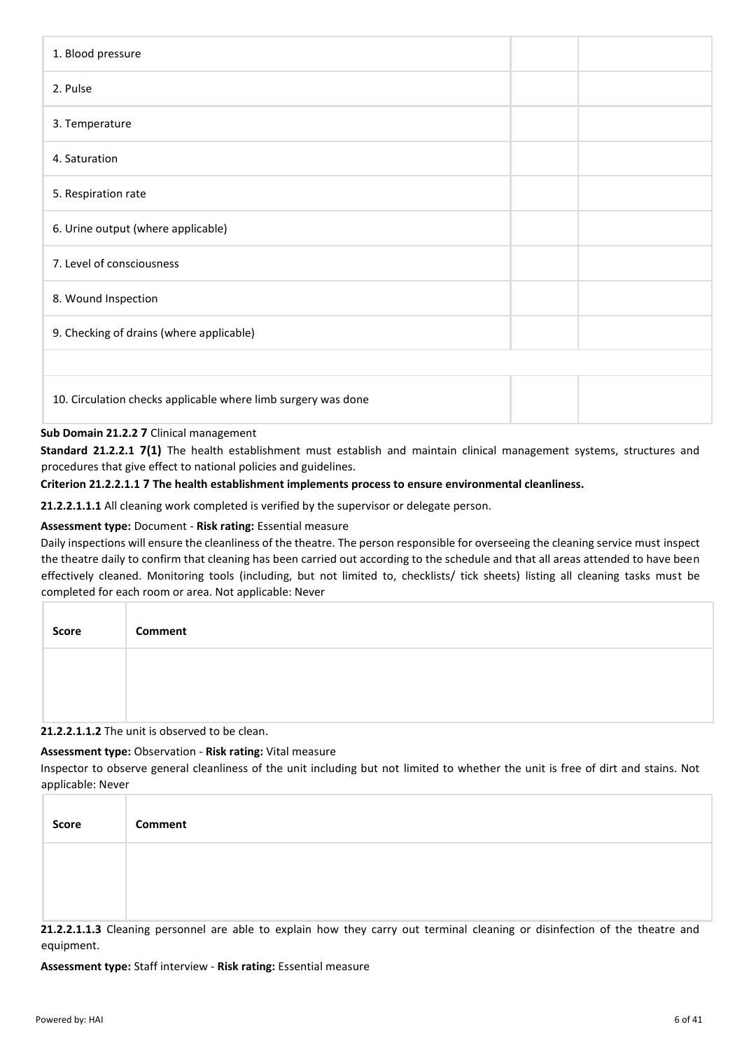| | | |
|---|---|---|
| 1. Blood pressure | | |
| 2. Pulse | | |
| 3. Temperature | | |
| 4. Saturation | | |
| 5. Respiration rate | | |
| 6. Urine output (where applicable) | | |
| 7. Level of consciousness | | |
| 8. Wound Inspection | | |
| 9. Checking of drains (where applicable) | | |
| | | |
| 10. Circulation checks applicable where limb surgery was done | | |

**Sub Domain 21.2.2 7** Clinical management

**Standard 21.2.2.1 7(1)** The health establishment must establish and maintain clinical management systems, structures and procedures that give effect to national policies and guidelines.

**Criterion 21.2.2.1.1 7 The health establishment implements process to ensure environmental cleanliness.**

**21.2.2.1.1.1** All cleaning work completed is verified by the supervisor or delegate person.

**Assessment type:** Document - **Risk rating:** Essential measure

Daily inspections will ensure the cleanliness of the theatre. The person responsible for overseeing the cleaning service must inspect the theatre daily to confirm that cleaning has been carried out according to the schedule and that all areas attended to have been effectively cleaned. Monitoring tools (including, but not limited to, checklists/ tick sheets) listing all cleaning tasks must be completed for each room or area. Not applicable: Never

| Score | Comment |
|---|---|
| | |

**21.2.2.1.1.2** The unit is observed to be clean.

**Assessment type:** Observation - **Risk rating:** Vital measure

Inspector to observe general cleanliness of the unit including but not limited to whether the unit is free of dirt and stains. Not applicable: Never

| Score | Comment |
|---|---|
| | |

**21.2.2.1.1.3** Cleaning personnel are able to explain how they carry out terminal cleaning or disinfection of the theatre and equipment.

**Assessment type:** Staff interview - **Risk rating:** Essential measure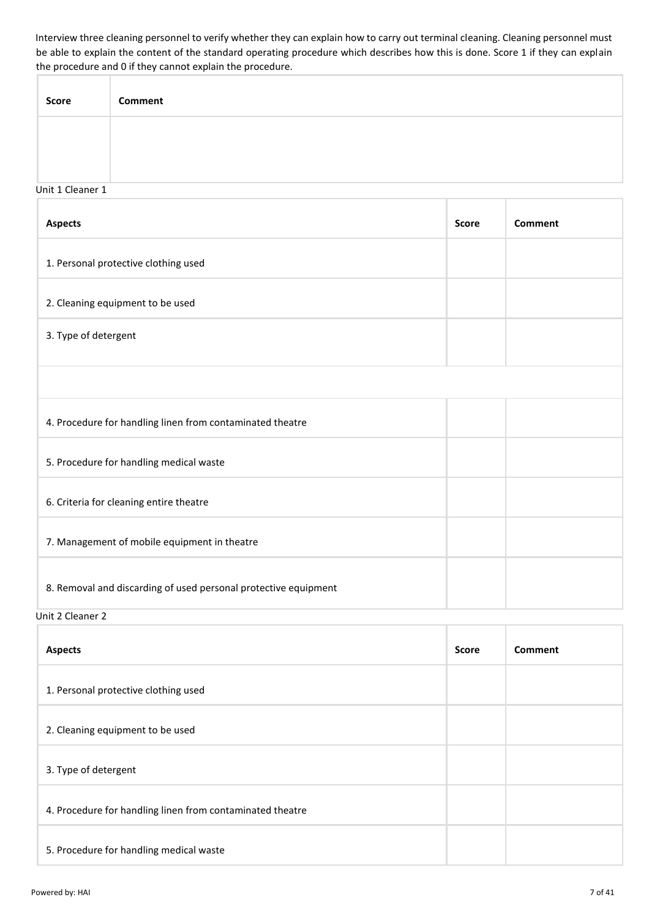Interview three cleaning personnel to verify whether they can explain how to carry out terminal cleaning. Cleaning personnel must be able to explain the content of the standard operating procedure which describes how this is done. Score 1 if they can explain the procedure and 0 if they cannot explain the procedure.

| Score | Comment |
| --- | --- |
| | |

Unit 1 Cleaner 1

| Aspects | Score | Comment |
| --- | --- | --- |
| 1. Personal protective clothing used | | |
| 2. Cleaning equipment to be used | | |
| 3. Type of detergent | | |
| | | |
| 4. Procedure for handling linen from contaminated theatre | | |
| 5. Procedure for handling medical waste | | |
| 6. Criteria for cleaning entire theatre | | |
| 7. Management of mobile equipment in theatre | | |
| 8. Removal and discarding of used personal protective equipment | | |

Unit 2 Cleaner 2

| Aspects | Score | Comment |
| --- | --- | --- |
| 1. Personal protective clothing used | | |
| 2. Cleaning equipment to be used | | |
| 3. Type of detergent | | |
| 4. Procedure for handling linen from contaminated theatre | | |
| 5. Procedure for handling medical waste | | |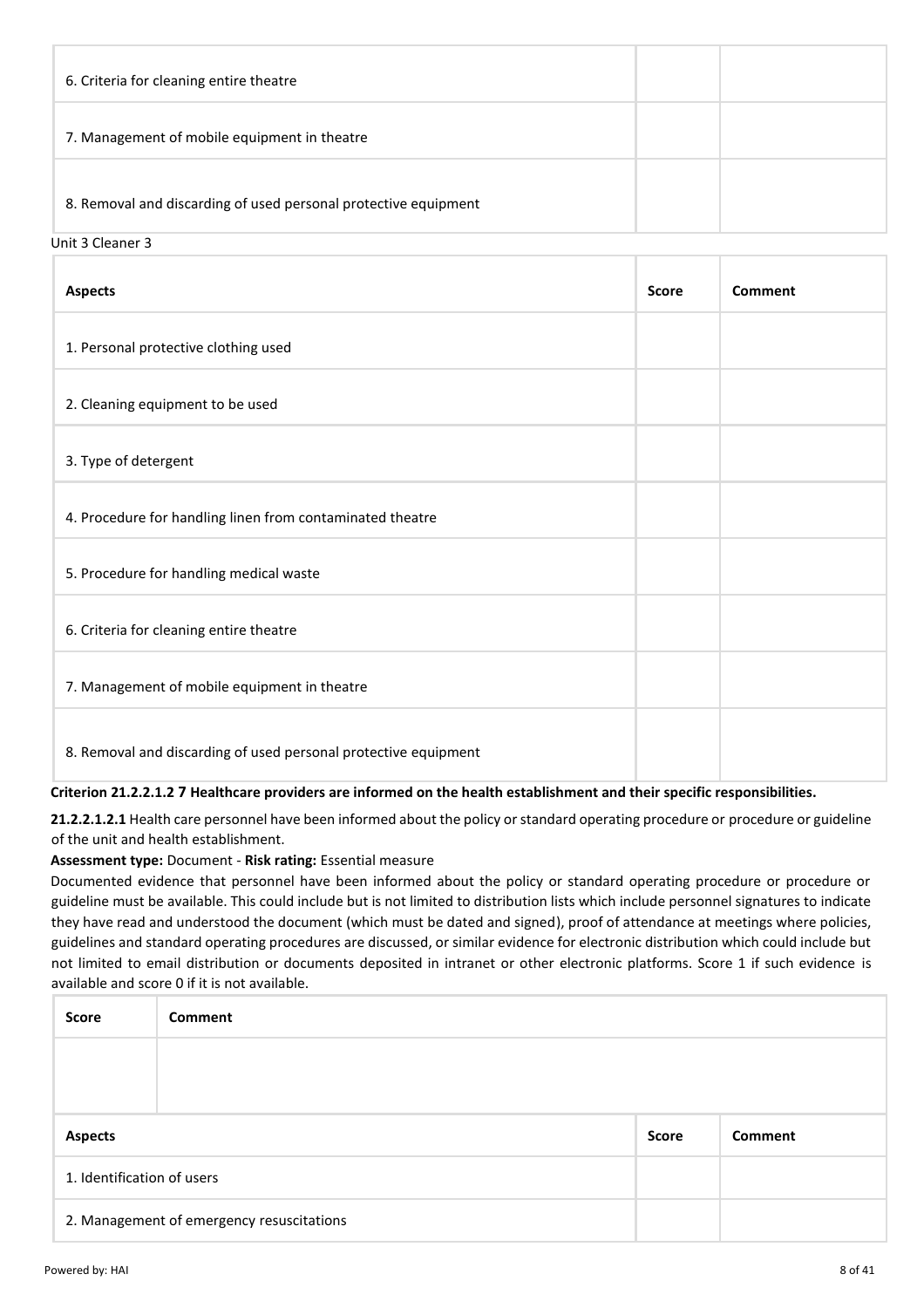| 6. Criteria for cleaning entire theatre | | |
| --- | --- | --- |
| 7. Management of mobile equipment in theatre | | |
| 8. Removal and discarding of used personal protective equipment | | |

Unit 3 Cleaner 3

| Aspects | Score | Comment |
| --- | --- | --- |
| 1. Personal protective clothing used | | |
| 2. Cleaning equipment to be used | | |
| 3. Type of detergent | | |
| 4. Procedure for handling linen from contaminated theatre | | |
| 5. Procedure for handling medical waste | | |
| 6. Criteria for cleaning entire theatre | | |
| 7. Management of mobile equipment in theatre | | |
| 8. Removal and discarding of used personal protective equipment | | |

**Criterion 21.2.2.1.2 7 Healthcare providers are informed on the health establishment and their specific responsibilities.**

**21.2.2.1.2.1** Health care personnel have been informed about the policy or standard operating procedure or procedure or guideline of the unit and health establishment.

**Assessment type:** Document - **Risk rating:** Essential measure

Documented evidence that personnel have been informed about the policy or standard operating procedure or procedure or guideline must be available. This could include but is not limited to distribution lists which include personnel signatures to indicate they have read and understood the document (which must be dated and signed), proof of attendance at meetings where policies, guidelines and standard operating procedures are discussed, or similar evidence for electronic distribution which could include but not limited to email distribution or documents deposited in intranet or other electronic platforms. Score 1 if such evidence is available and score 0 if it is not available.

| Score | Comment |
| --- | --- |
| | |

| Aspects | Score | Comment |
| --- | --- | --- |
| 1. Identification of users | | |
| 2. Management of emergency resuscitations | | |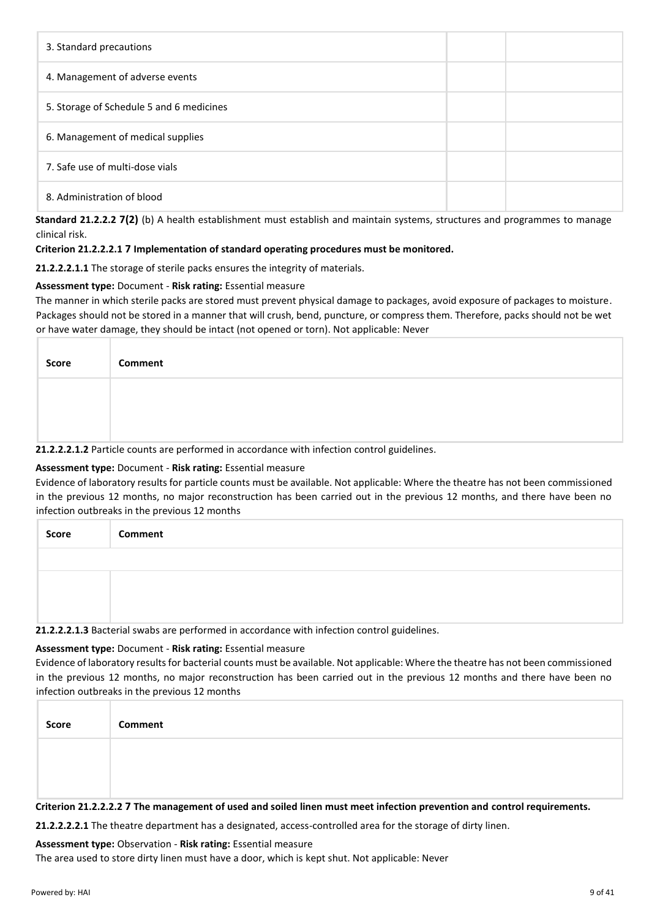| | | |
|---|---|---|
| 3. Standard precautions | | |
| 4. Management of adverse events | | |
| 5. Storage of Schedule 5 and 6 medicines | | |
| 6. Management of medical supplies | | |
| 7. Safe use of multi-dose vials | | |
| 8. Administration of blood | | |

**Standard 21.2.2.2 7(2)** (b) A health establishment must establish and maintain systems, structures and programmes to manage clinical risk.

**Criterion 21.2.2.2.1 7 Implementation of standard operating procedures must be monitored.**

**21.2.2.2.1.1** The storage of sterile packs ensures the integrity of materials.

**Assessment type:** Document - **Risk rating:** Essential measure

The manner in which sterile packs are stored must prevent physical damage to packages, avoid exposure of packages to moisture. Packages should not be stored in a manner that will crush, bend, puncture, or compress them. Therefore, packs should not be wet or have water damage, they should be intact (not opened or torn). Not applicable: Never

| Score | Comment |
|---|---|
| | |

**21.2.2.2.1.2** Particle counts are performed in accordance with infection control guidelines.

**Assessment type:** Document - **Risk rating:** Essential measure

Evidence of laboratory results for particle counts must be available. Not applicable: Where the theatre has not been commissioned in the previous 12 months, no major reconstruction has been carried out in the previous 12 months, and there have been no infection outbreaks in the previous 12 months

| Score | Comment |
|---|---|
| | |
| | |

**21.2.2.2.1.3** Bacterial swabs are performed in accordance with infection control guidelines.

**Assessment type:** Document - **Risk rating:** Essential measure

Evidence of laboratory results for bacterial counts must be available. Not applicable: Where the theatre has not been commissioned in the previous 12 months, no major reconstruction has been carried out in the previous 12 months and there have been no infection outbreaks in the previous 12 months

| Score | Comment |
|---|---|
| | |

**Criterion 21.2.2.2.2 7 The management of used and soiled linen must meet infection prevention and control requirements.**

**21.2.2.2.2.1** The theatre department has a designated, access-controlled area for the storage of dirty linen.

**Assessment type:** Observation - **Risk rating:** Essential measure

The area used to store dirty linen must have a door, which is kept shut. Not applicable: Never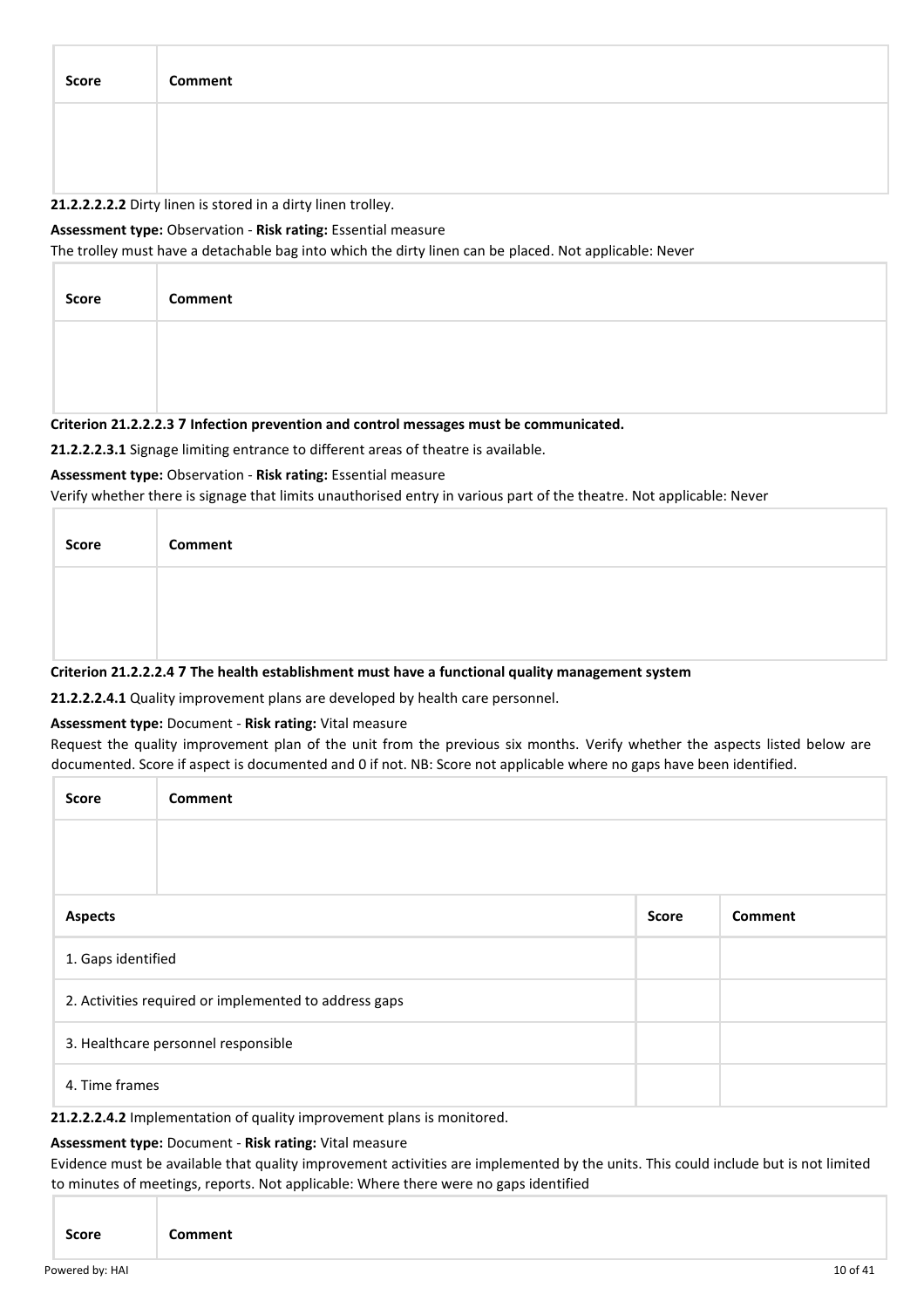| Score | Comment |
| --- | --- |
| | |

**21.2.2.2.2.2** Dirty linen is stored in a dirty linen trolley.

**Assessment type:** Observation - **Risk rating:** Essential measure

The trolley must have a detachable bag into which the dirty linen can be placed. Not applicable: Never

| Score | Comment |
| --- | --- |
| | |

**Criterion 21.2.2.2.3 7 Infection prevention and control messages must be communicated.**

**21.2.2.2.3.1** Signage limiting entrance to different areas of theatre is available.

**Assessment type:** Observation - **Risk rating:** Essential measure

Verify whether there is signage that limits unauthorised entry in various part of the theatre. Not applicable: Never

| Score | Comment |
| --- | --- |
| | |

**Criterion 21.2.2.2.4 7 The health establishment must have a functional quality management system**

**21.2.2.2.4.1** Quality improvement plans are developed by health care personnel.

**Assessment type:** Document - **Risk rating:** Vital measure

Request the quality improvement plan of the unit from the previous six months. Verify whether the aspects listed below are documented. Score if aspect is documented and 0 if not. NB: Score not applicable where no gaps have been identified.

| Score | Comment |
| --- | --- |
| | |

| Aspects | Score | Comment |
| --- | --- | --- |
| 1. Gaps identified | | |
| 2. Activities required or implemented to address gaps | | |
| 3. Healthcare personnel responsible | | |
| 4. Time frames | | |

**21.2.2.2.4.2** Implementation of quality improvement plans is monitored.

**Assessment type:** Document - **Risk rating:** Vital measure

Evidence must be available that quality improvement activities are implemented by the units. This could include but is not limited to minutes of meetings, reports. Not applicable: Where there were no gaps identified

| Score | Comment |
| --- | --- |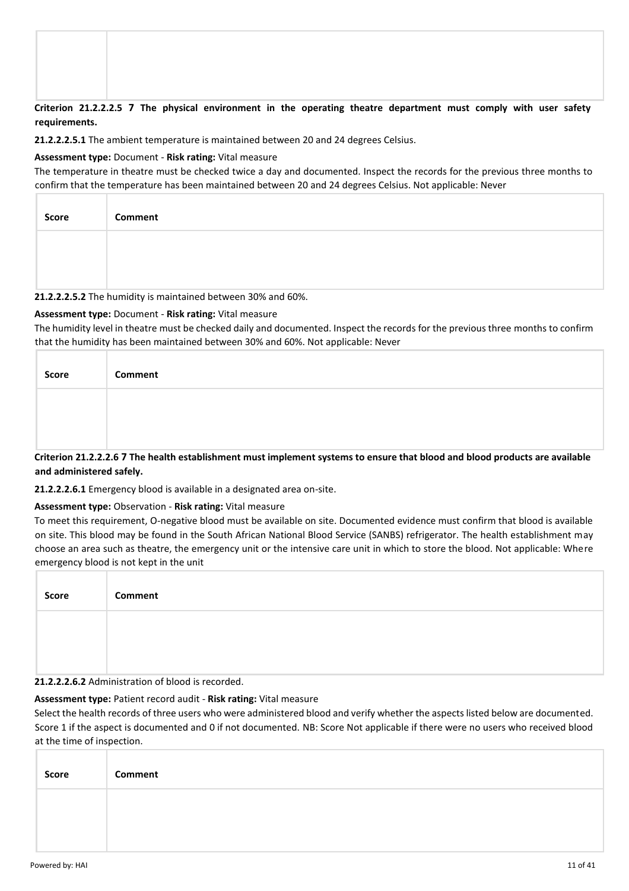| | |
|---|---|
| | |

**Criterion 21.2.2.2.5 7 The physical environment in the operating theatre department must comply with user safety requirements.**

**21.2.2.2.5.1** The ambient temperature is maintained between 20 and 24 degrees Celsius.

**Assessment type:** Document - **Risk rating:** Vital measure

The temperature in theatre must be checked twice a day and documented. Inspect the records for the previous three months to confirm that the temperature has been maintained between 20 and 24 degrees Celsius. Not applicable: Never

| Score | Comment |
|---|---|
| | |

**21.2.2.2.5.2** The humidity is maintained between 30% and 60%.

**Assessment type:** Document - **Risk rating:** Vital measure

The humidity level in theatre must be checked daily and documented. Inspect the records for the previous three months to confirm that the humidity has been maintained between 30% and 60%. Not applicable: Never

| Score | Comment |
|---|---|
| | |

**Criterion 21.2.2.2.6 7 The health establishment must implement systems to ensure that blood and blood products are available and administered safely.**

**21.2.2.2.6.1** Emergency blood is available in a designated area on-site.

**Assessment type:** Observation - **Risk rating:** Vital measure

To meet this requirement, O-negative blood must be available on site. Documented evidence must confirm that blood is available on site. This blood may be found in the South African National Blood Service (SANBS) refrigerator. The health establishment may choose an area such as theatre, the emergency unit or the intensive care unit in which to store the blood. Not applicable: Where emergency blood is not kept in the unit

| Score | Comment |
|---|---|
| | |

**21.2.2.2.6.2** Administration of blood is recorded.

**Assessment type:** Patient record audit - **Risk rating:** Vital measure

Select the health records of three users who were administered blood and verify whether the aspects listed below are documented. Score 1 if the aspect is documented and 0 if not documented. NB: Score Not applicable if there were no users who received blood at the time of inspection.

| Score | Comment |
|---|---|
| | |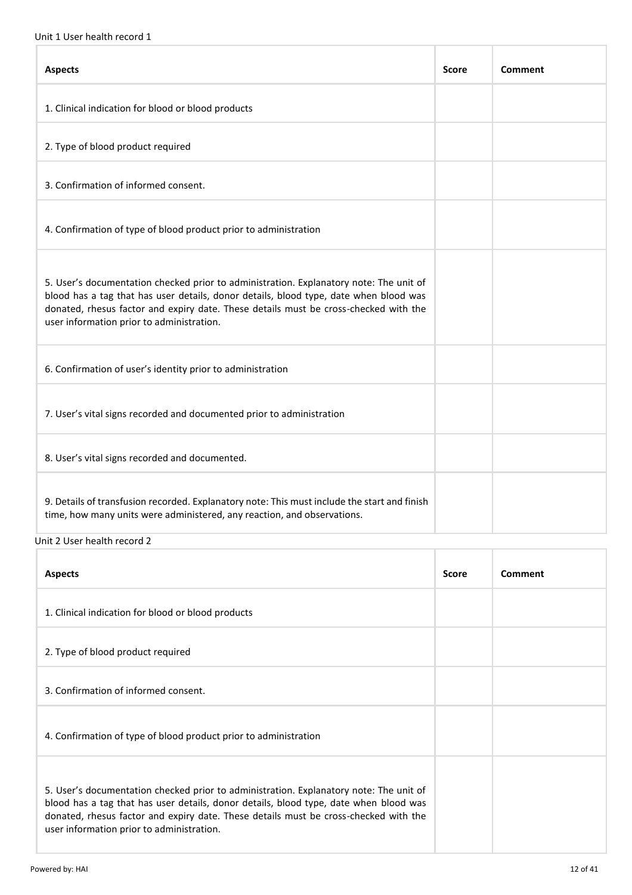Unit 1 User health record 1

| Aspects | Score | Comment |
| --- | --- | --- |
| 1. Clinical indication for blood or blood products | | |
| 2. Type of blood product required | | |
| 3. Confirmation of informed consent. | | |
| 4. Confirmation of type of blood product prior to administration | | |
| 5. User's documentation checked prior to administration. Explanatory note: The unit of blood has a tag that has user details, donor details, blood type, date when blood was donated, rhesus factor and expiry date. These details must be cross-checked with the user information prior to administration. | | |
| 6. Confirmation of user's identity prior to administration | | |
| 7. User's vital signs recorded and documented prior to administration | | |
| 8. User's vital signs recorded and documented. | | |
| 9. Details of transfusion recorded. Explanatory note: This must include the start and finish time, how many units were administered, any reaction, and observations. | | |

Unit 2 User health record 2

| Aspects | Score | Comment |
| --- | --- | --- |
| 1. Clinical indication for blood or blood products | | |
| 2. Type of blood product required | | |
| 3. Confirmation of informed consent. | | |
| 4. Confirmation of type of blood product prior to administration | | |
| 5. User's documentation checked prior to administration. Explanatory note: The unit of blood has a tag that has user details, donor details, blood type, date when blood was donated, rhesus factor and expiry date. These details must be cross-checked with the user information prior to administration. | | |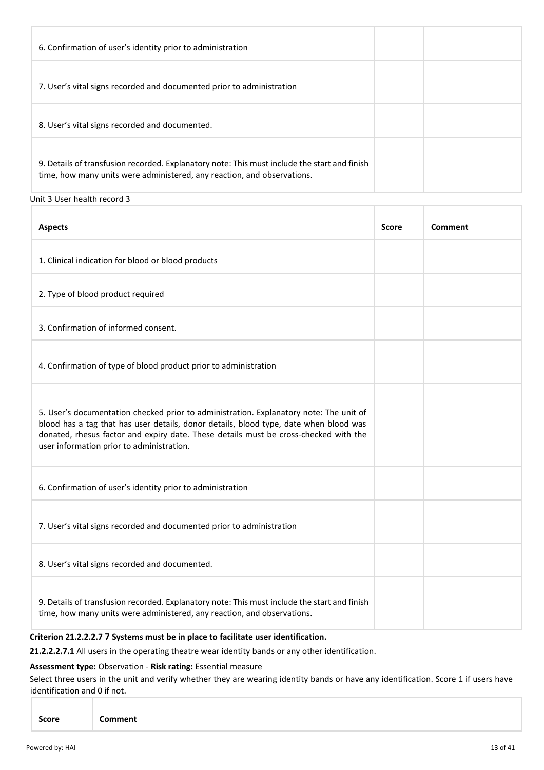| | | |
|---|---|---|
| 6. Confirmation of user's identity prior to administration | | |
| 7. User's vital signs recorded and documented prior to administration | | |
| 8. User's vital signs recorded and documented. | | |
| 9. Details of transfusion recorded. Explanatory note: This must include the start and finish time, how many units were administered, any reaction, and observations. | | |

Unit 3 User health record 3

| Aspects | Score | Comment |
|---|---|---|
| 1. Clinical indication for blood or blood products | | |
| 2. Type of blood product required | | |
| 3. Confirmation of informed consent. | | |
| 4. Confirmation of type of blood product prior to administration | | |
| 5. User's documentation checked prior to administration. Explanatory note: The unit of blood has a tag that has user details, donor details, blood type, date when blood was donated, rhesus factor and expiry date. These details must be cross-checked with the user information prior to administration. | | |
| 6. Confirmation of user's identity prior to administration | | |
| 7. User's vital signs recorded and documented prior to administration | | |
| 8. User's vital signs recorded and documented. | | |
| 9. Details of transfusion recorded. Explanatory note: This must include the start and finish time, how many units were administered, any reaction, and observations. | | |

**Criterion 21.2.2.2.7 7 Systems must be in place to facilitate user identification.**

**21.2.2.2.7.1** All users in the operating theatre wear identity bands or any other identification.

**Assessment type:** Observation - **Risk rating:** Essential measure

Select three users in the unit and verify whether they are wearing identity bands or have any identification. Score 1 if users have identification and 0 if not.

| Score | Comment |
|---|---|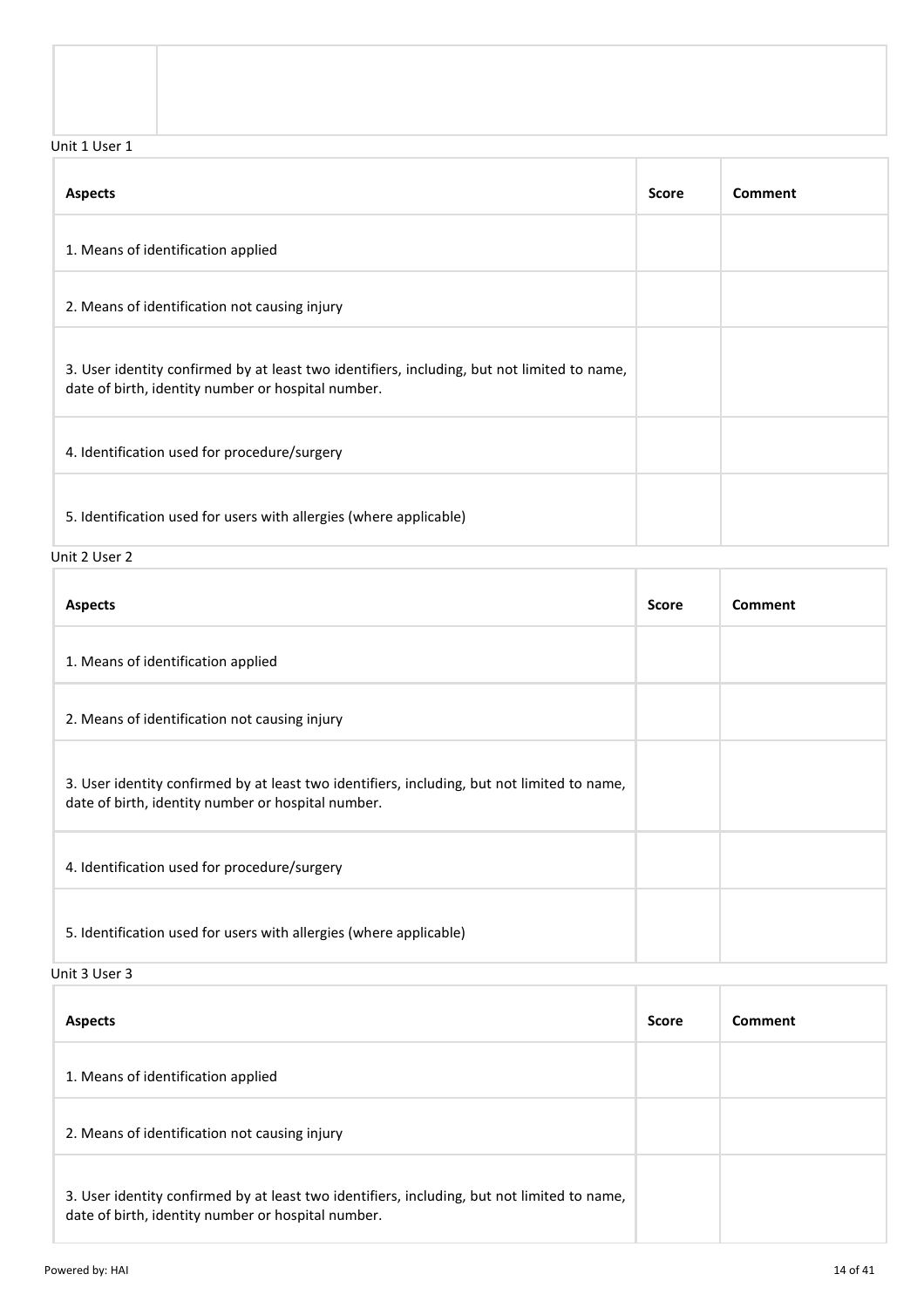| | |
|---|---|
| | |

Unit 1 User 1

| Aspects | Score | Comment |
|---|---|---|
| 1. Means of identification applied | | |
| 2. Means of identification not causing injury | | |
| 3. User identity confirmed by at least two identifiers, including, but not limited to name, date of birth, identity number or hospital number. | | |
| 4. Identification used for procedure/surgery | | |
| 5. Identification used for users with allergies (where applicable) | | |

Unit 2 User 2

| Aspects | Score | Comment |
|---|---|---|
| 1. Means of identification applied | | |
| 2. Means of identification not causing injury | | |
| 3. User identity confirmed by at least two identifiers, including, but not limited to name, date of birth, identity number or hospital number. | | |
| 4. Identification used for procedure/surgery | | |
| 5. Identification used for users with allergies (where applicable) | | |

Unit 3 User 3

| Aspects | Score | Comment |
|---|---|---|
| 1. Means of identification applied | | |
| 2. Means of identification not causing injury | | |
| 3. User identity confirmed by at least two identifiers, including, but not limited to name, date of birth, identity number or hospital number. | | |

Powered by: HAI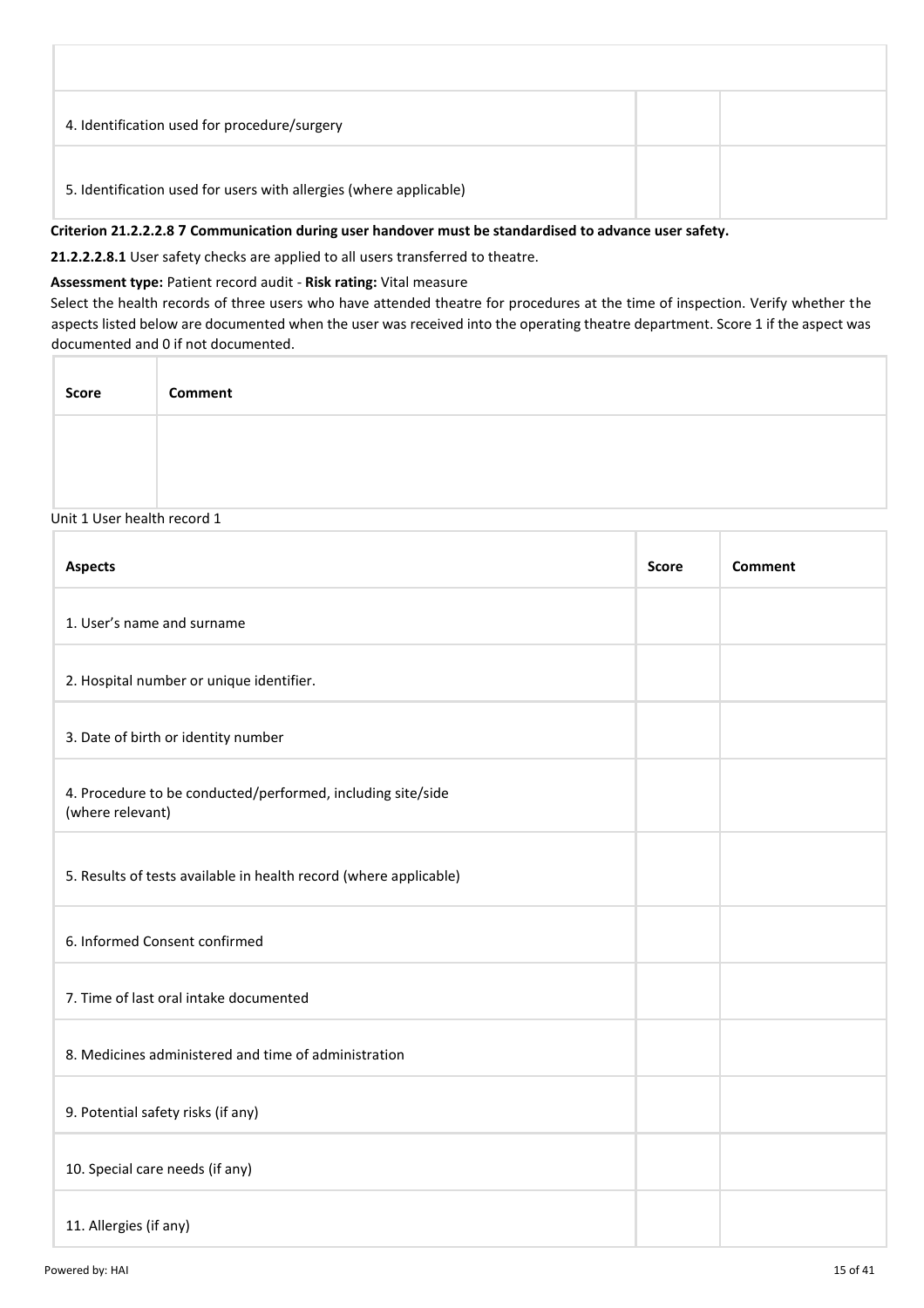| | | |
|---|---|---|
| | | |
| 4. Identification used for procedure/surgery | | |
| 5. Identification used for users with allergies (where applicable) | | |

**Criterion 21.2.2.2.8 7 Communication during user handover must be standardised to advance user safety.**

**21.2.2.2.8.1** User safety checks are applied to all users transferred to theatre.

**Assessment type:** Patient record audit - **Risk rating:** Vital measure

Select the health records of three users who have attended theatre for procedures at the time of inspection. Verify whether the aspects listed below are documented when the user was received into the operating theatre department. Score 1 if the aspect was documented and 0 if not documented.

| Score | Comment |
|---|---|
| | |

Unit 1 User health record 1

| Aspects | Score | Comment |
|---|---|---|
| 1. User's name and surname | | |
| 2. Hospital number or unique identifier. | | |
| 3. Date of birth or identity number | | |
| 4. Procedure to be conducted/performed, including site/side (where relevant) | | |
| 5. Results of tests available in health record (where applicable) | | |
| 6. Informed Consent confirmed | | |
| 7. Time of last oral intake documented | | |
| 8. Medicines administered and time of administration | | |
| 9. Potential safety risks (if any) | | |
| 10. Special care needs (if any) | | |
| 11. Allergies (if any) | | |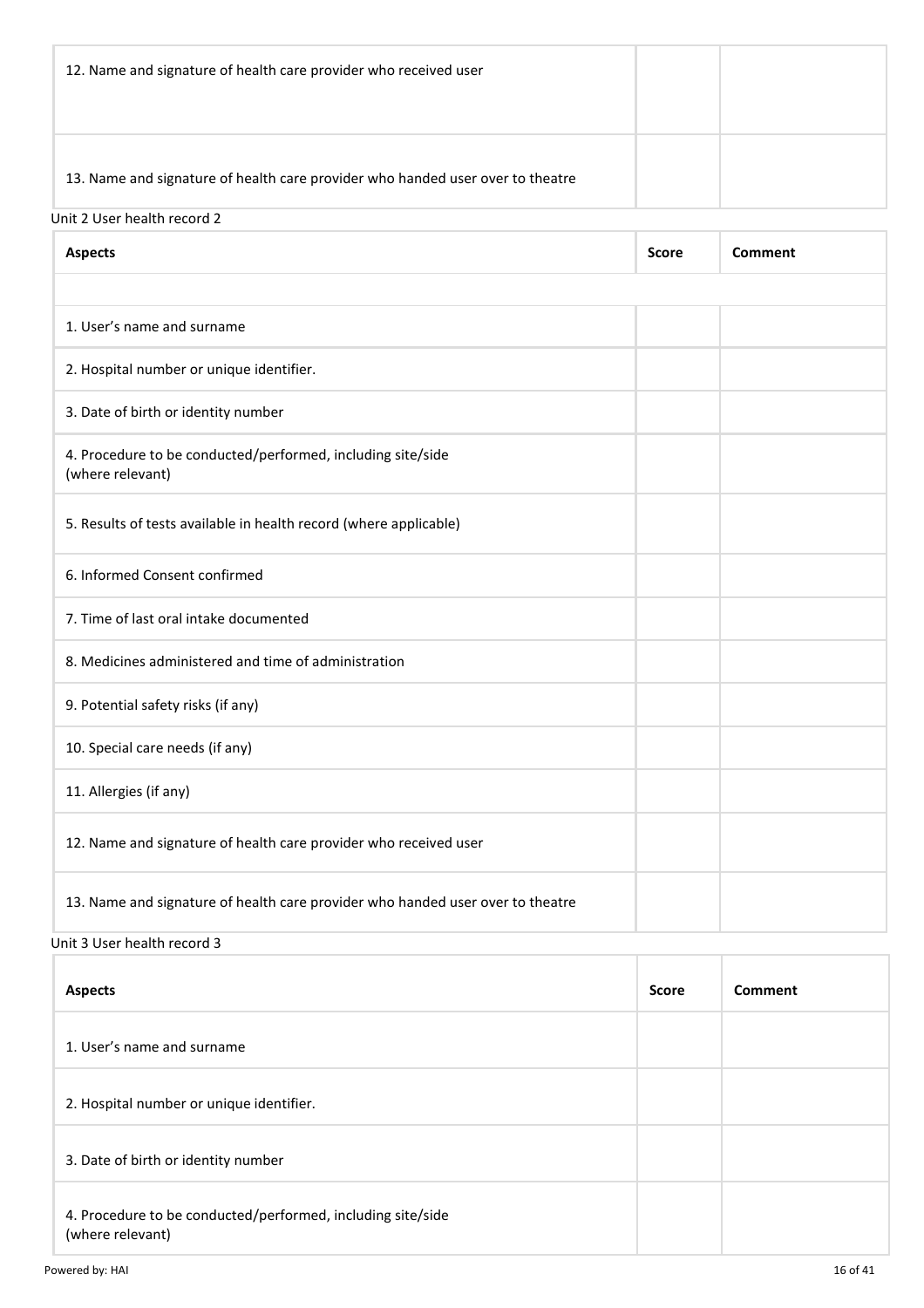| | | |
|---|---|---|
| 12. Name and signature of health care provider who received user | | |
| 13. Name and signature of health care provider who handed user over to theatre | | |

Unit 2 User health record 2

| Aspects | Score | Comment |
|---|---|---|
| | | |
| 1. User's name and surname | | |
| 2. Hospital number or unique identifier. | | |
| 3. Date of birth or identity number | | |
| 4. Procedure to be conducted/performed, including site/side (where relevant) | | |
| 5. Results of tests available in health record (where applicable) | | |
| 6. Informed Consent confirmed | | |
| 7. Time of last oral intake documented | | |
| 8. Medicines administered and time of administration | | |
| 9. Potential safety risks (if any) | | |
| 10. Special care needs (if any) | | |
| 11. Allergies (if any) | | |
| 12. Name and signature of health care provider who received user | | |
| 13. Name and signature of health care provider who handed user over to theatre | | |

Unit 3 User health record 3

| Aspects | Score | Comment |
|---|---|---|
| 1. User's name and surname | | |
| 2. Hospital number or unique identifier. | | |
| 3. Date of birth or identity number | | |
| 4. Procedure to be conducted/performed, including site/side (where relevant) | | |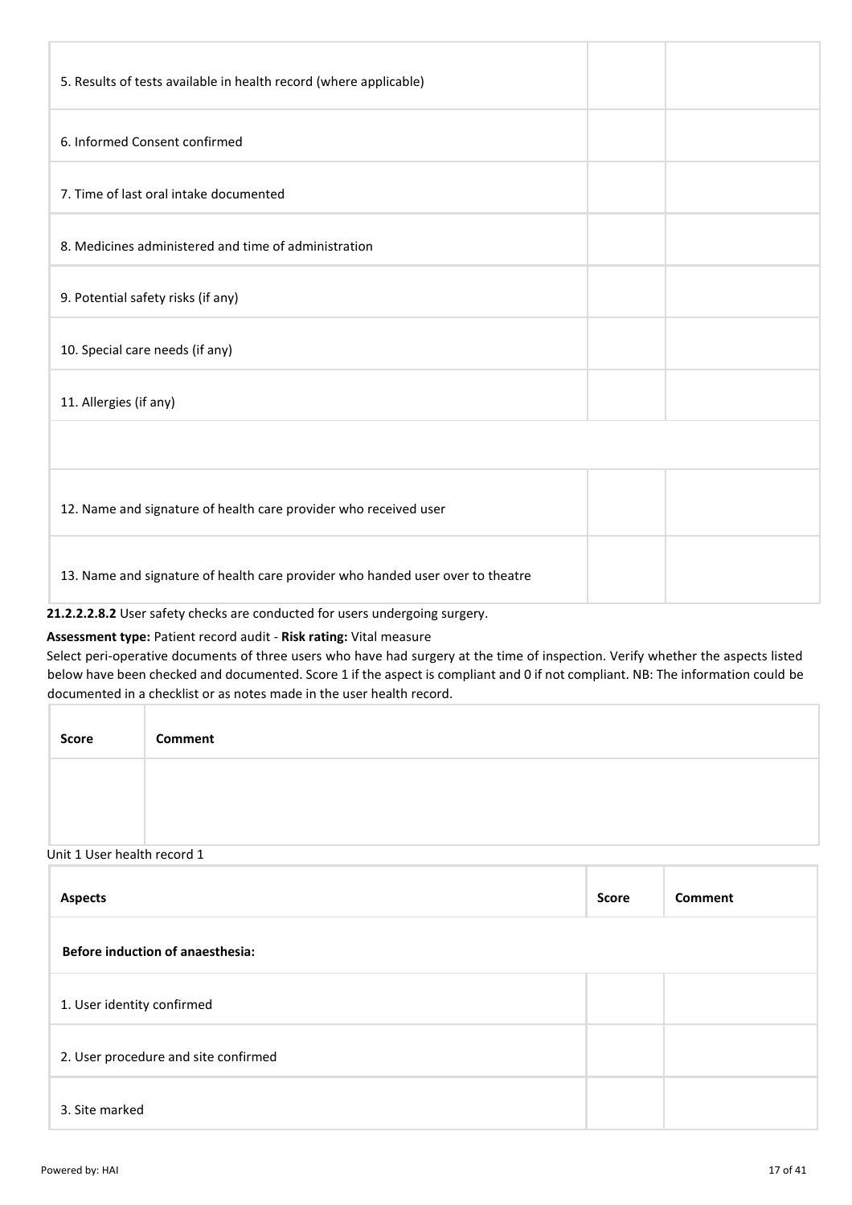| | | |
|---|---|---|
| 5. Results of tests available in health record (where applicable) | | |
| 6. Informed Consent confirmed | | |
| 7. Time of last oral intake documented | | |
| 8. Medicines administered and time of administration | | |
| 9. Potential safety risks (if any) | | |
| 10. Special care needs (if any) | | |
| 11. Allergies (if any) | | |
| | | |
| 12. Name and signature of health care provider who received user | | |
| 13. Name and signature of health care provider who handed user over to theatre | | |

**21.2.2.2.8.2** User safety checks are conducted for users undergoing surgery.

**Assessment type:** Patient record audit - **Risk rating:** Vital measure

Select peri-operative documents of three users who have had surgery at the time of inspection. Verify whether the aspects listed below have been checked and documented. Score 1 if the aspect is compliant and 0 if not compliant. NB: The information could be documented in a checklist or as notes made in the user health record.

| Score | Comment |
|---|---|
| | |

Unit 1 User health record 1

| Aspects | Score | Comment |
|---|---|---|
| **Before induction of anaesthesia:** | | |
| 1. User identity confirmed | | |
| 2. User procedure and site confirmed | | |
| 3. Site marked | | |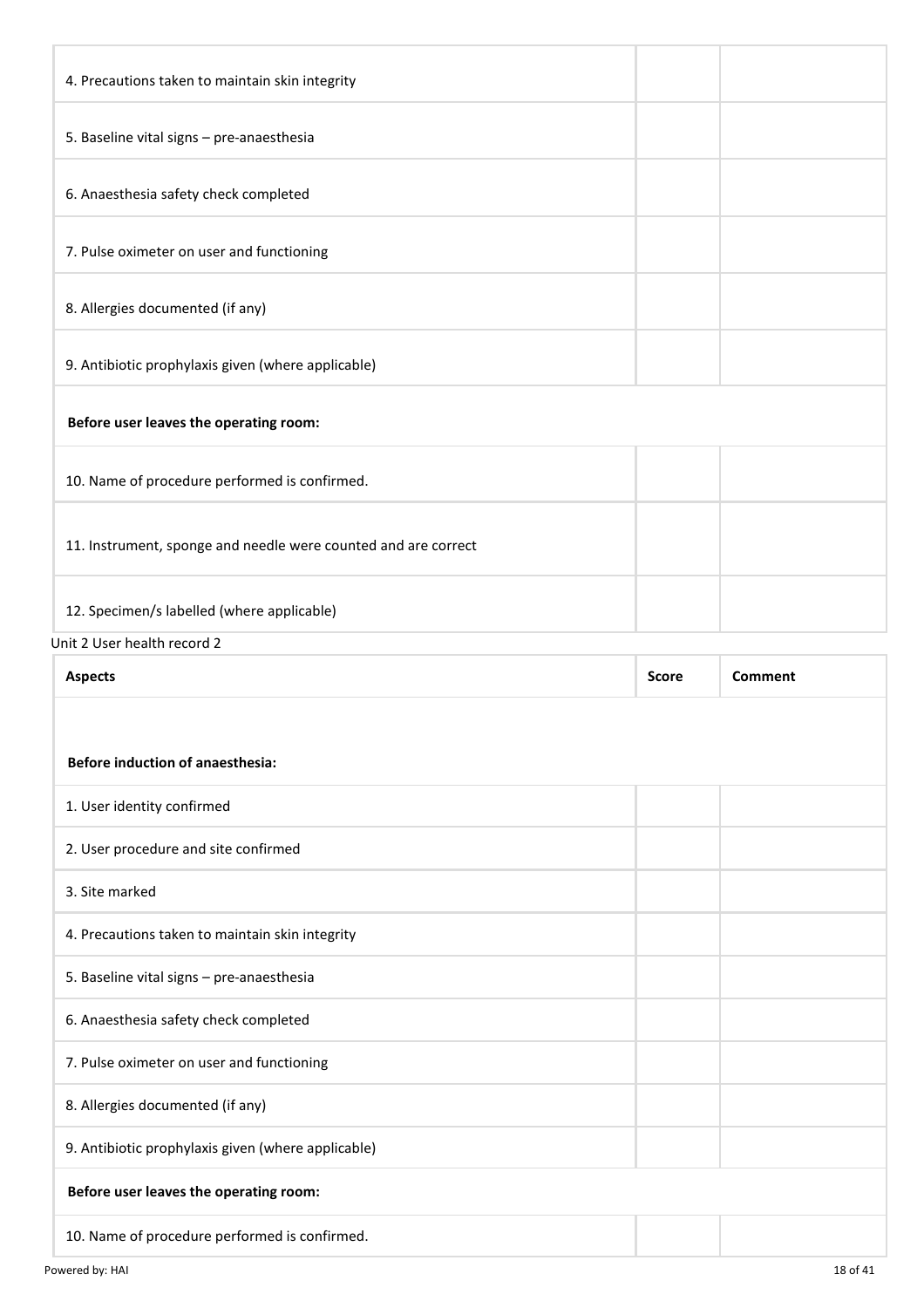| | | |
|---|---|---|
| 4. Precautions taken to maintain skin integrity | | |
| 5. Baseline vital signs – pre-anaesthesia | | |
| 6. Anaesthesia safety check completed | | |
| 7. Pulse oximeter on user and functioning | | |
| 8. Allergies documented (if any) | | |
| 9. Antibiotic prophylaxis given (where applicable) | | |
| **Before user leaves the operating room:** | | |
| 10. Name of procedure performed is confirmed. | | |
| 11. Instrument, sponge and needle were counted and are correct | | |
| 12. Specimen/s labelled (where applicable) | | |

Unit 2 User health record 2

| Aspects | Score | Comment |
|---|---|---|
| **Before induction of anaesthesia:** | | |
| 1. User identity confirmed | | |
| 2. User procedure and site confirmed | | |
| 3. Site marked | | |
| 4. Precautions taken to maintain skin integrity | | |
| 5. Baseline vital signs – pre-anaesthesia | | |
| 6. Anaesthesia safety check completed | | |
| 7. Pulse oximeter on user and functioning | | |
| 8. Allergies documented (if any) | | |
| 9. Antibiotic prophylaxis given (where applicable) | | |
| **Before user leaves the operating room:** | | |
| 10. Name of procedure performed is confirmed. | | |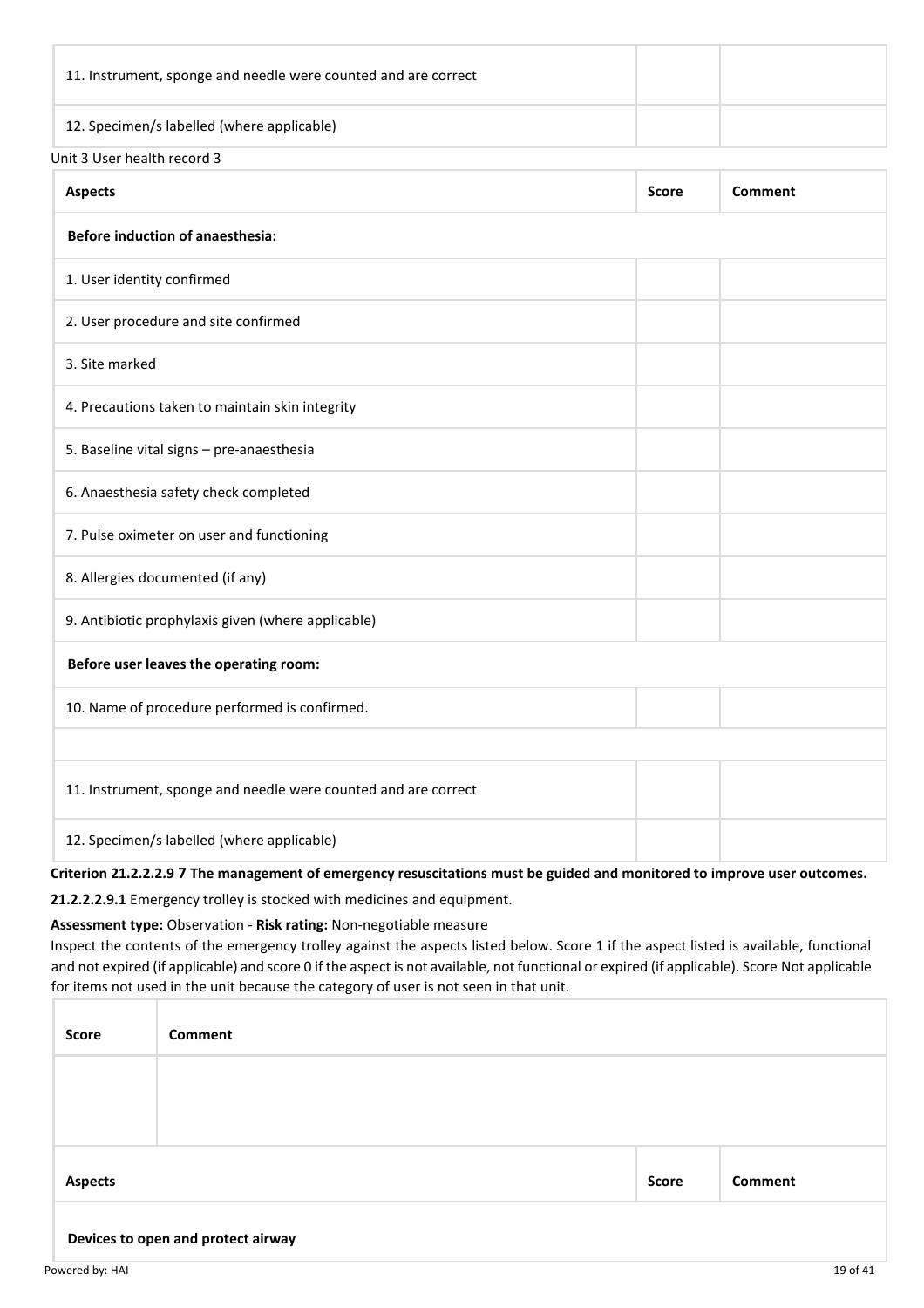| | | |
|---|---|---|
| 11. Instrument, sponge and needle were counted and are correct | | |
| 12. Specimen/s labelled (where applicable) | | |

Unit 3 User health record 3

| Aspects | Score | Comment |
|---|---|---|
| **Before induction of anaesthesia:** | | |
| 1. User identity confirmed | | |
| 2. User procedure and site confirmed | | |
| 3. Site marked | | |
| 4. Precautions taken to maintain skin integrity | | |
| 5. Baseline vital signs – pre-anaesthesia | | |
| 6. Anaesthesia safety check completed | | |
| 7. Pulse oximeter on user and functioning | | |
| 8. Allergies documented (if any) | | |
| 9. Antibiotic prophylaxis given (where applicable) | | |
| **Before user leaves the operating room:** | | |
| 10. Name of procedure performed is confirmed. | | |
| | | |
| 11. Instrument, sponge and needle were counted and are correct | | |
| 12. Specimen/s labelled (where applicable) | | |

**Criterion 21.2.2.2.9 7 The management of emergency resuscitations must be guided and monitored to improve user outcomes.**

**21.2.2.2.9.1** Emergency trolley is stocked with medicines and equipment.

**Assessment type:** Observation - **Risk rating:** Non-negotiable measure

Inspect the contents of the emergency trolley against the aspects listed below. Score 1 if the aspect listed is available, functional and not expired (if applicable) and score 0 if the aspect is not available, not functional or expired (if applicable). Score Not applicable for items not used in the unit because the category of user is not seen in that unit.

| Score | Comment |
|---|---|
| | |

| Aspects | Score | Comment |
|---|---|---|
| **Devices to open and protect airway** | | |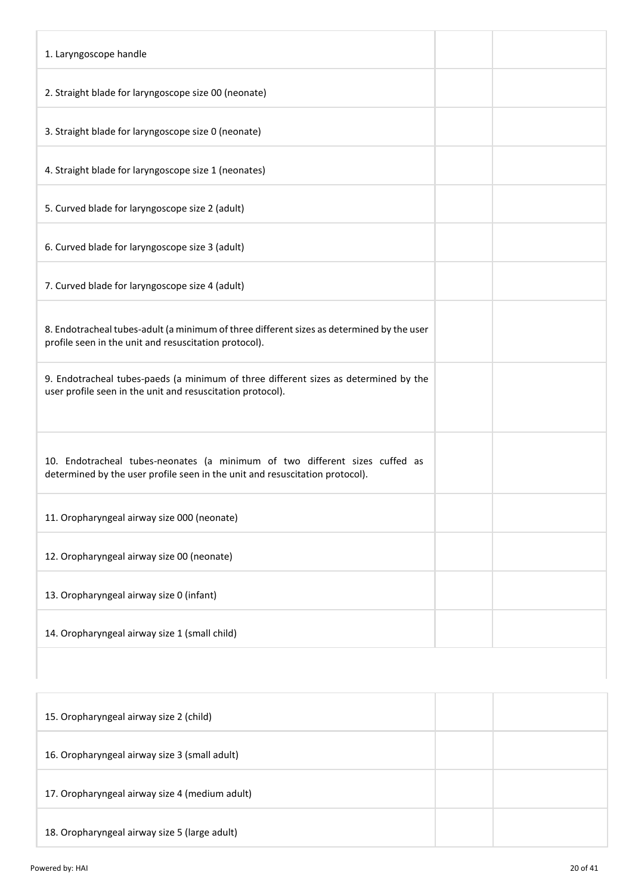| | | |
|---|---|---|
| 1. Laryngoscope handle | | |
| 2. Straight blade for laryngoscope size 00 (neonate) | | |
| 3. Straight blade for laryngoscope size 0 (neonate) | | |
| 4. Straight blade for laryngoscope size 1 (neonates) | | |
| 5. Curved blade for laryngoscope size 2 (adult) | | |
| 6. Curved blade for laryngoscope size 3 (adult) | | |
| 7. Curved blade for laryngoscope size 4 (adult) | | |
| 8. Endotracheal tubes-adult (a minimum of three different sizes as determined by the user profile seen in the unit and resuscitation protocol). | | |
| 9. Endotracheal tubes-paeds (a minimum of three different sizes as determined by the user profile seen in the unit and resuscitation protocol). | | |
| 10. Endotracheal tubes-neonates (a minimum of two different sizes cuffed as determined by the user profile seen in the unit and resuscitation protocol). | | |
| 11. Oropharyngeal airway size 000 (neonate) | | |
| 12. Oropharyngeal airway size 00 (neonate) | | |
| 13. Oropharyngeal airway size 0 (infant) | | |
| 14. Oropharyngeal airway size 1 (small child) | | |
| 15. Oropharyngeal airway size 2 (child) | | |
| 16. Oropharyngeal airway size 3 (small adult) | | |
| 17. Oropharyngeal airway size 4 (medium adult) | | |
| 18. Oropharyngeal airway size 5 (large adult) | | |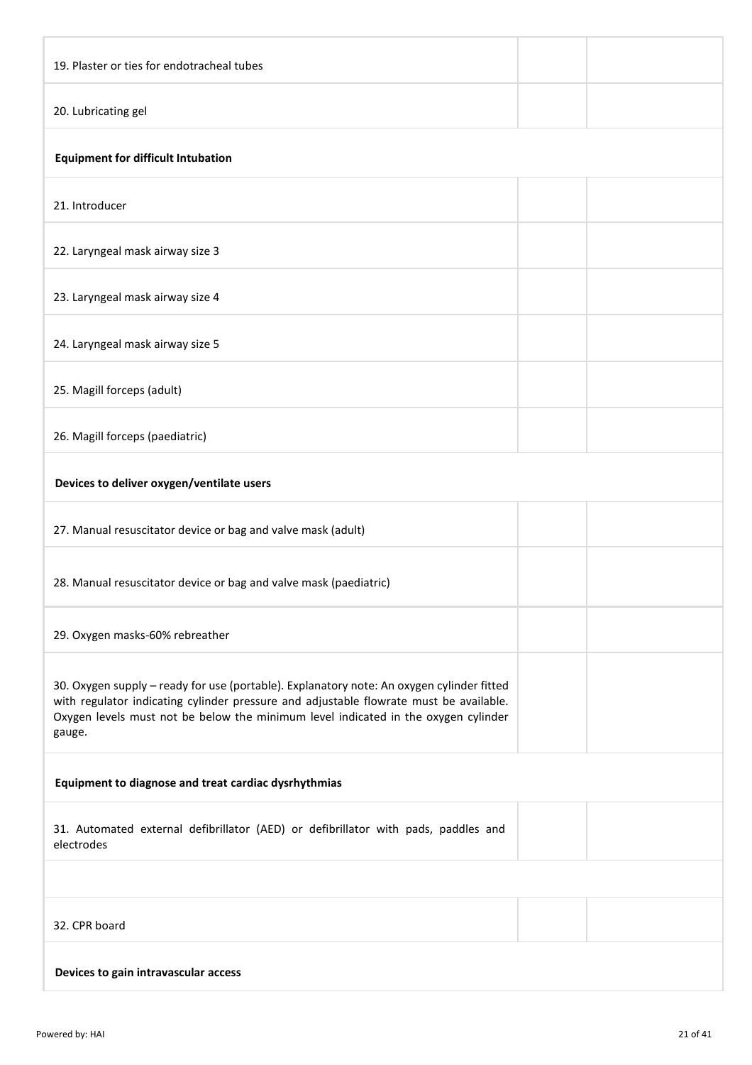| | | |
|---|---|---|
| 19. Plaster or ties for endotracheal tubes | | |
| 20. Lubricating gel | | |
| **Equipment for difficult Intubation** | | |
| 21. Introducer | | |
| 22. Laryngeal mask airway size 3 | | |
| 23. Laryngeal mask airway size 4 | | |
| 24. Laryngeal mask airway size 5 | | |
| 25. Magill forceps (adult) | | |
| 26. Magill forceps (paediatric) | | |
| **Devices to deliver oxygen/ventilate users** | | |
| 27. Manual resuscitator device or bag and valve mask (adult) | | |
| 28. Manual resuscitator device or bag and valve mask (paediatric) | | |
| 29. Oxygen masks-60% rebreather | | |
| 30. Oxygen supply – ready for use (portable). Explanatory note: An oxygen cylinder fitted with regulator indicating cylinder pressure and adjustable flowrate must be available. Oxygen levels must not be below the minimum level indicated in the oxygen cylinder gauge. | | |
| **Equipment to diagnose and treat cardiac dysrhythmias** | | |
| 31. Automated external defibrillator (AED) or defibrillator with pads, paddles and electrodes | | |
| | | |
| 32. CPR board | | |
| **Devices to gain intravascular access** | | |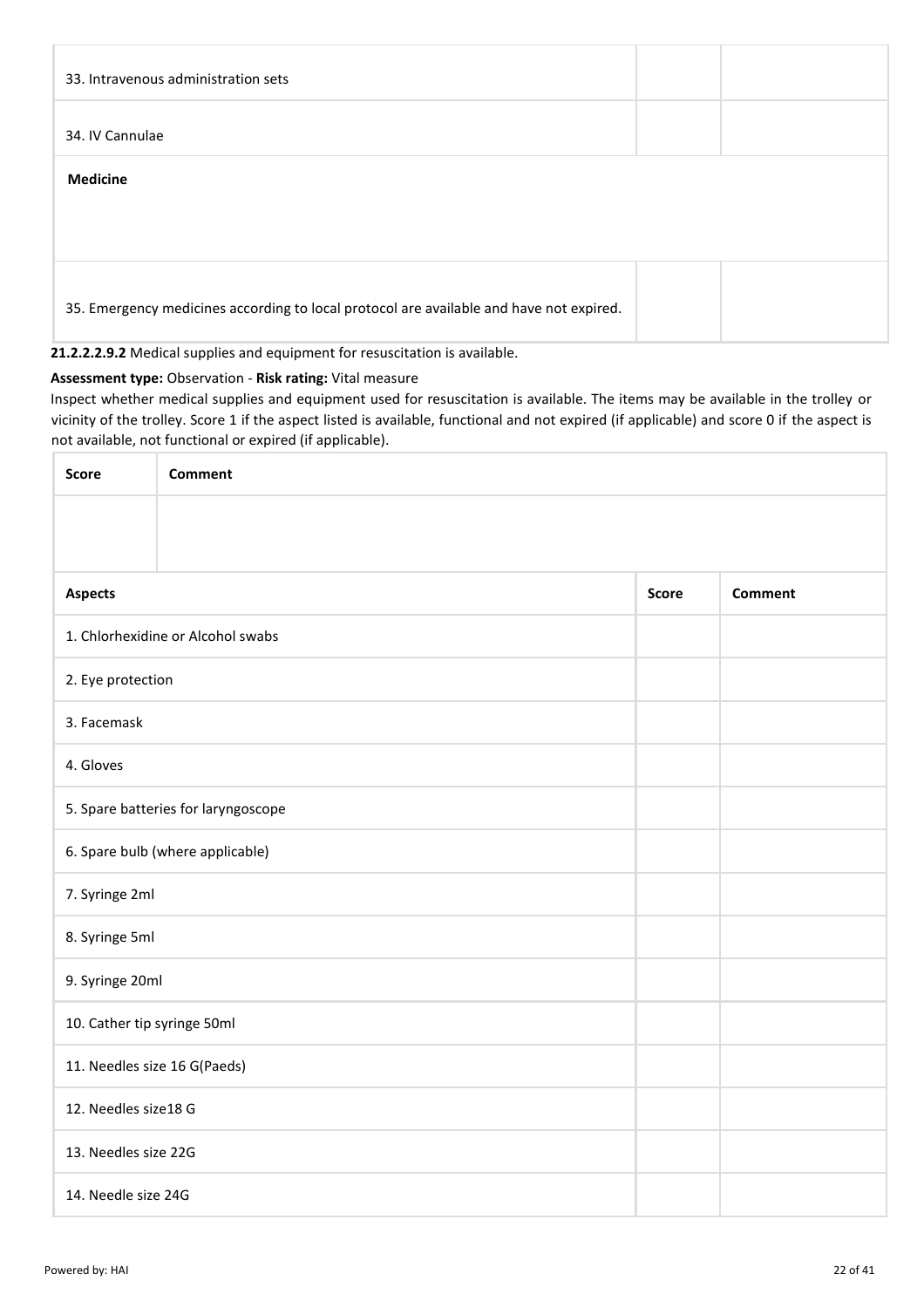| | | |
|---|---|---|
| 33. Intravenous administration sets | | |
| 34. IV Cannulae | | |
| **Medicine** | | |
| 35. Emergency medicines according to local protocol are available and have not expired. | | |

**21.2.2.2.9.2** Medical supplies and equipment for resuscitation is available.

**Assessment type:** Observation - **Risk rating:** Vital measure

Inspect whether medical supplies and equipment used for resuscitation is available. The items may be available in the trolley or vicinity of the trolley. Score 1 if the aspect listed is available, functional and not expired (if applicable) and score 0 if the aspect is not available, not functional or expired (if applicable).

| Score | Comment |
|---|---|
| | |

| Aspects | Score | Comment |
|---|---|---|
| 1. Chlorhexidine or Alcohol swabs | | |
| 2. Eye protection | | |
| 3. Facemask | | |
| 4. Gloves | | |
| 5. Spare batteries for laryngoscope | | |
| 6. Spare bulb (where applicable) | | |
| 7. Syringe 2ml | | |
| 8. Syringe 5ml | | |
| 9. Syringe 20ml | | |
| 10. Cather tip syringe 50ml | | |
| 11. Needles size 16 G(Paeds) | | |
| 12. Needles size18 G | | |
| 13. Needles size 22G | | |
| 14. Needle size 24G | | |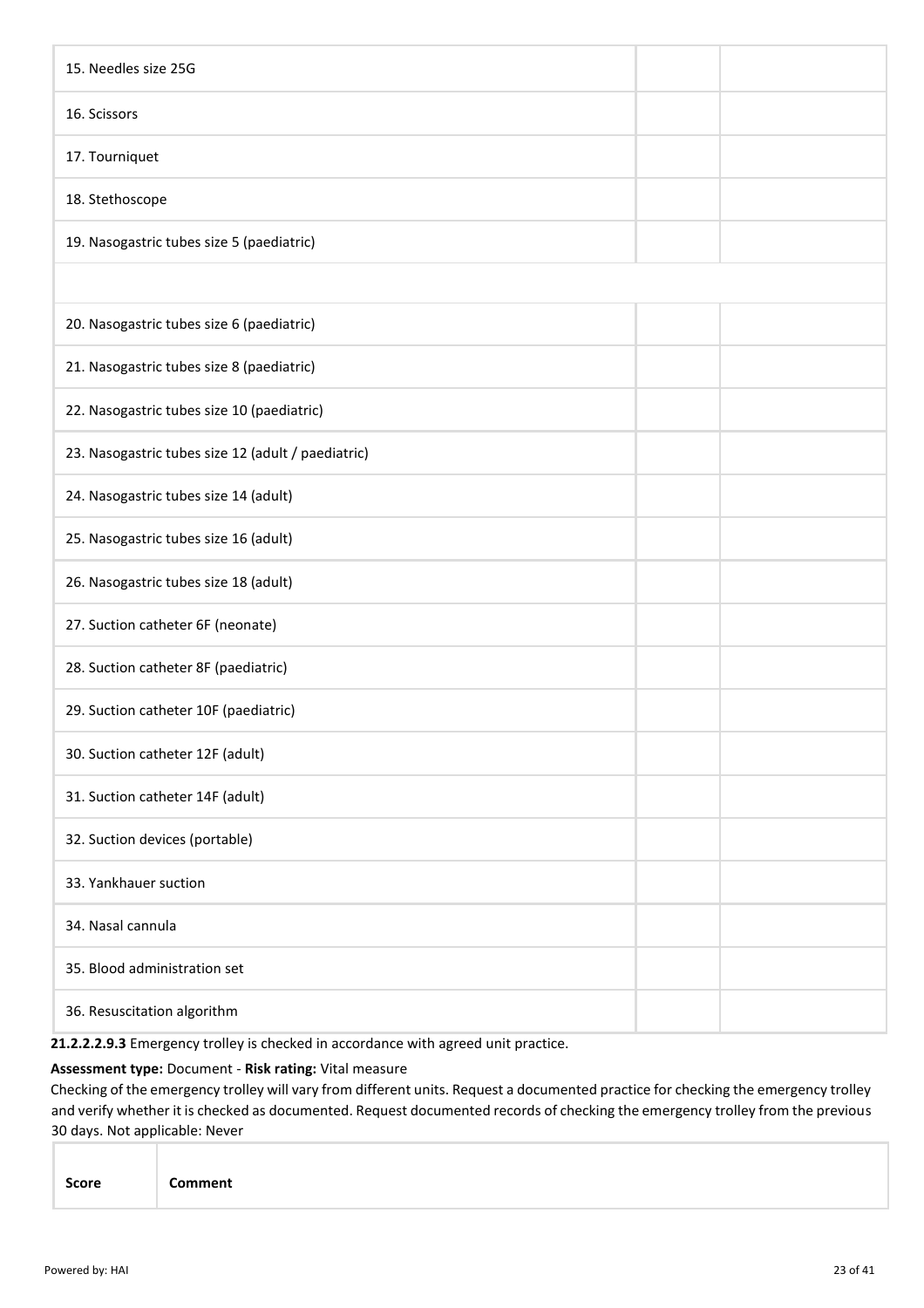| | | |
|---|---|---|
| 15. Needles size 25G | | |
| 16. Scissors | | |
| 17. Tourniquet | | |
| 18. Stethoscope | | |
| 19. Nasogastric tubes size 5 (paediatric) | | |
| | | |
| 20. Nasogastric tubes size 6 (paediatric) | | |
| 21. Nasogastric tubes size 8 (paediatric) | | |
| 22. Nasogastric tubes size 10 (paediatric) | | |
| 23. Nasogastric tubes size 12 (adult / paediatric) | | |
| 24. Nasogastric tubes size 14 (adult) | | |
| 25. Nasogastric tubes size 16 (adult) | | |
| 26. Nasogastric tubes size 18 (adult) | | |
| 27. Suction catheter 6F (neonate) | | |
| 28. Suction catheter 8F (paediatric) | | |
| 29. Suction catheter 10F (paediatric) | | |
| 30. Suction catheter 12F (adult) | | |
| 31. Suction catheter 14F (adult) | | |
| 32. Suction devices (portable) | | |
| 33. Yankhauer suction | | |
| 34. Nasal cannula | | |
| 35. Blood administration set | | |
| 36. Resuscitation algorithm | | |

**21.2.2.2.9.3** Emergency trolley is checked in accordance with agreed unit practice.

**Assessment type:** Document - **Risk rating:** Vital measure

Checking of the emergency trolley will vary from different units. Request a documented practice for checking the emergency trolley and verify whether it is checked as documented. Request documented records of checking the emergency trolley from the previous 30 days. Not applicable: Never

| Score | Comment |
|---|---|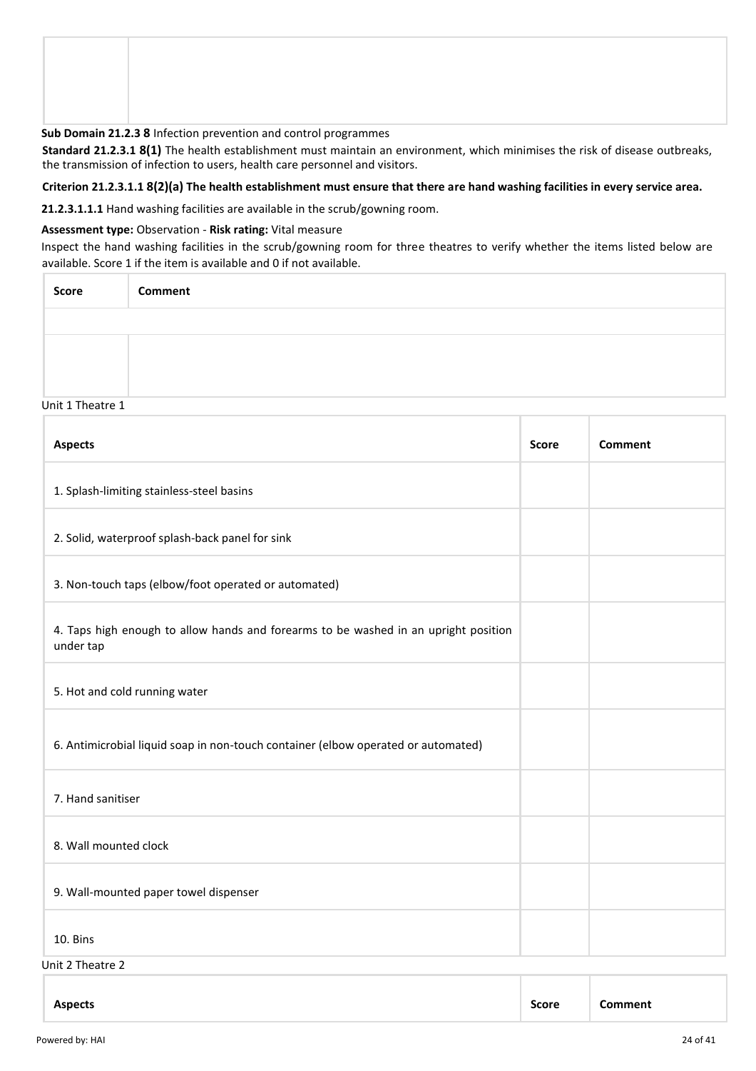| | |
|---|---|
| | |

**Sub Domain 21.2.3 8** Infection prevention and control programmes

**Standard 21.2.3.1 8(1)** The health establishment must maintain an environment, which minimises the risk of disease outbreaks, the transmission of infection to users, health care personnel and visitors.

**Criterion 21.2.3.1.1 8(2)(a) The health establishment must ensure that there are hand washing facilities in every service area.**

**21.2.3.1.1.1** Hand washing facilities are available in the scrub/gowning room.

**Assessment type:** Observation - **Risk rating:** Vital measure

Inspect the hand washing facilities in the scrub/gowning room for three theatres to verify whether the items listed below are available. Score 1 if the item is available and 0 if not available.

| Score | Comment |
|---|---|
| | |
| | |

Unit 1 Theatre 1

| Aspects | Score | Comment |
|---|---|---|
| 1. Splash-limiting stainless-steel basins | | |
| 2. Solid, waterproof splash-back panel for sink | | |
| 3. Non-touch taps (elbow/foot operated or automated) | | |
| 4. Taps high enough to allow hands and forearms to be washed in an upright position under tap | | |
| 5. Hot and cold running water | | |
| 6. Antimicrobial liquid soap in non-touch container (elbow operated or automated) | | |
| 7. Hand sanitiser | | |
| 8. Wall mounted clock | | |
| 9. Wall-mounted paper towel dispenser | | |
| 10. Bins | | |

Unit 2 Theatre 2

| Aspects | Score | Comment |
|---|---|---|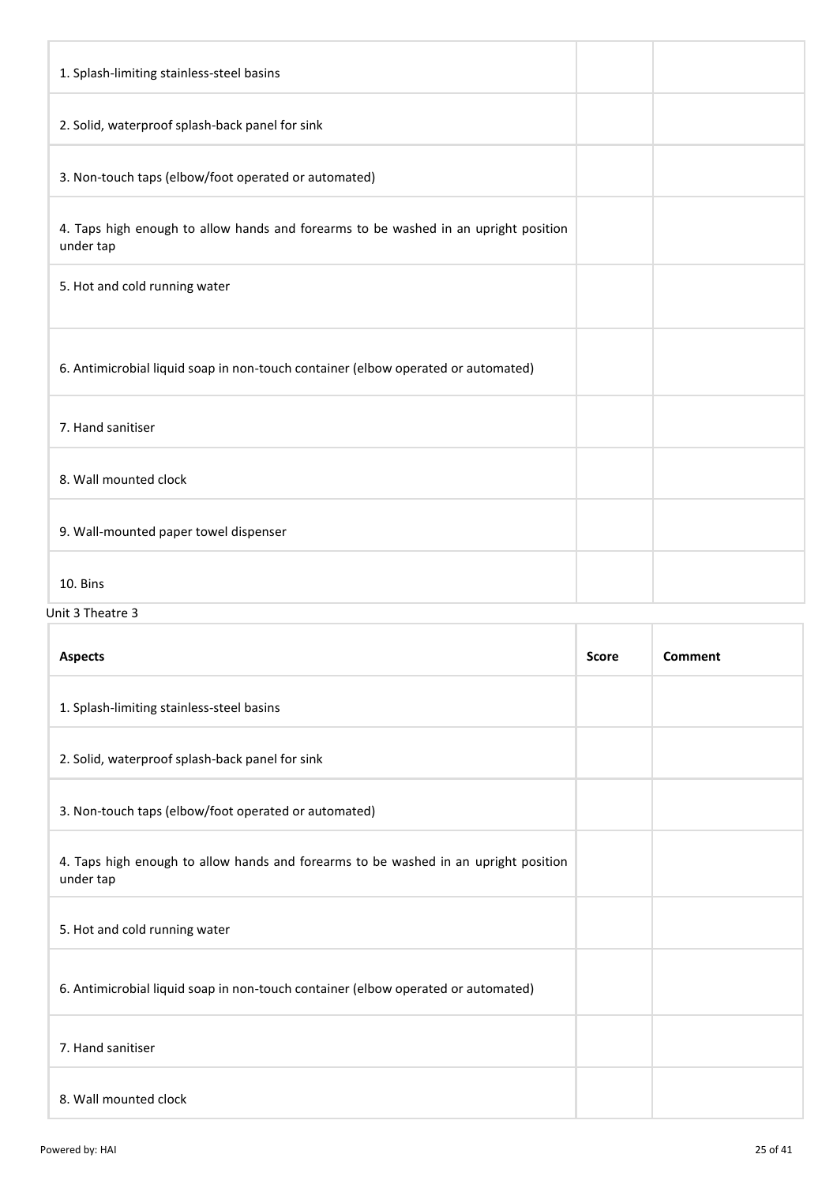| | | |
|---|---|---|
| 1. Splash-limiting stainless-steel basins | | |
| 2. Solid, waterproof splash-back panel for sink | | |
| 3. Non-touch taps (elbow/foot operated or automated) | | |
| 4. Taps high enough to allow hands and forearms to be washed in an upright position under tap | | |
| 5. Hot and cold running water | | |
| 6. Antimicrobial liquid soap in non-touch container (elbow operated or automated) | | |
| 7. Hand sanitiser | | |
| 8. Wall mounted clock | | |
| 9. Wall-mounted paper towel dispenser | | |
| 10. Bins | | |

Unit 3 Theatre 3

| Aspects | Score | Comment |
|---|---|---|
| 1. Splash-limiting stainless-steel basins | | |
| 2. Solid, waterproof splash-back panel for sink | | |
| 3. Non-touch taps (elbow/foot operated or automated) | | |
| 4. Taps high enough to allow hands and forearms to be washed in an upright position under tap | | |
| 5. Hot and cold running water | | |
| 6. Antimicrobial liquid soap in non-touch container (elbow operated or automated) | | |
| 7. Hand sanitiser | | |
| 8. Wall mounted clock | | |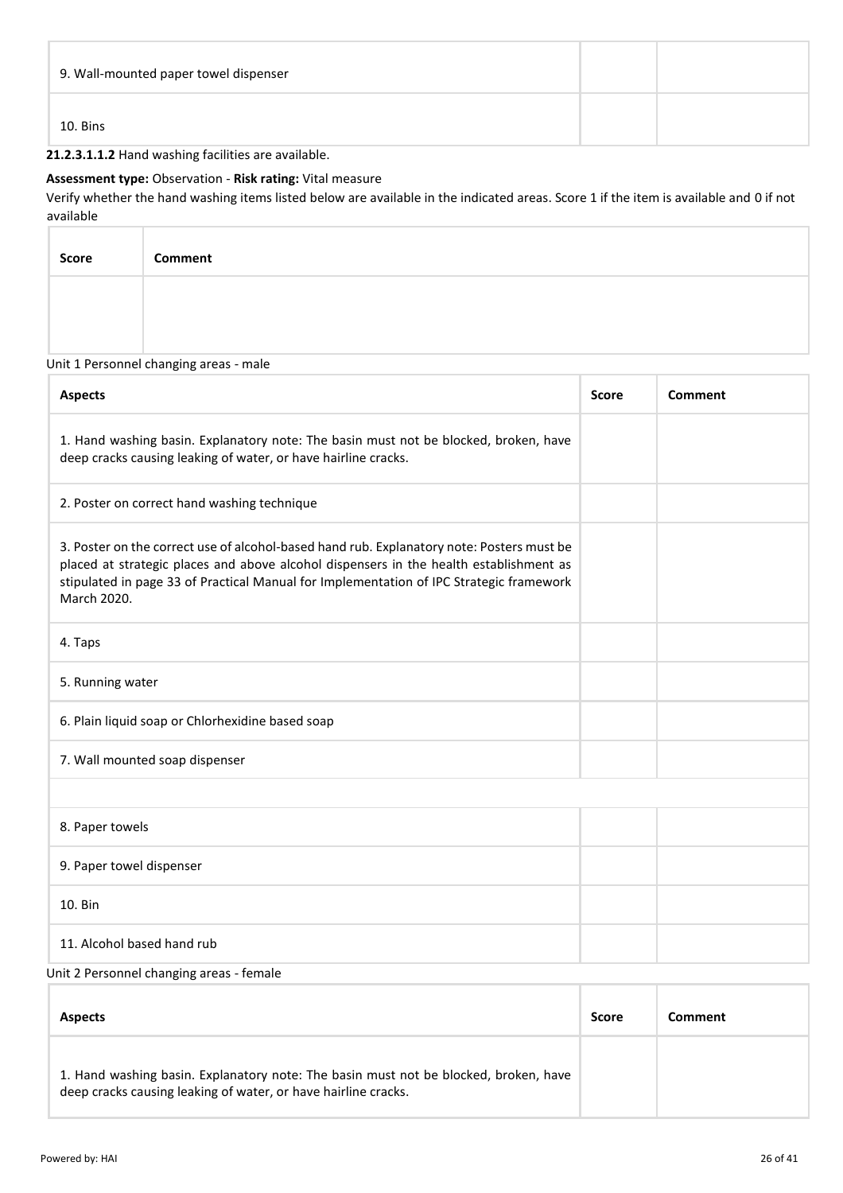| | | |
|---|---|---|
| 9. Wall-mounted paper towel dispenser | | |
| 10. Bins | | |

**21.2.3.1.1.2** Hand washing facilities are available.

**Assessment type:** Observation - **Risk rating:** Vital measure

Verify whether the hand washing items listed below are available in the indicated areas. Score 1 if the item is available and 0 if not available

| Score | Comment |
|---|---|
| | |

Unit 1 Personnel changing areas - male

| Aspects | Score | Comment |
|---|---|---|
| 1. Hand washing basin. Explanatory note: The basin must not be blocked, broken, have deep cracks causing leaking of water, or have hairline cracks. | | |
| 2. Poster on correct hand washing technique | | |
| 3. Poster on the correct use of alcohol-based hand rub. Explanatory note: Posters must be placed at strategic places and above alcohol dispensers in the health establishment as stipulated in page 33 of Practical Manual for Implementation of IPC Strategic framework March 2020. | | |
| 4. Taps | | |
| 5. Running water | | |
| 6. Plain liquid soap or Chlorhexidine based soap | | |
| 7. Wall mounted soap dispenser | | |
| | | |
| 8. Paper towels | | |
| 9. Paper towel dispenser | | |
| 10. Bin | | |
| 11. Alcohol based hand rub | | |

Unit 2 Personnel changing areas - female

| Aspects | Score | Comment |
|---|---|---|
| 1. Hand washing basin. Explanatory note: The basin must not be blocked, broken, have deep cracks causing leaking of water, or have hairline cracks. | | |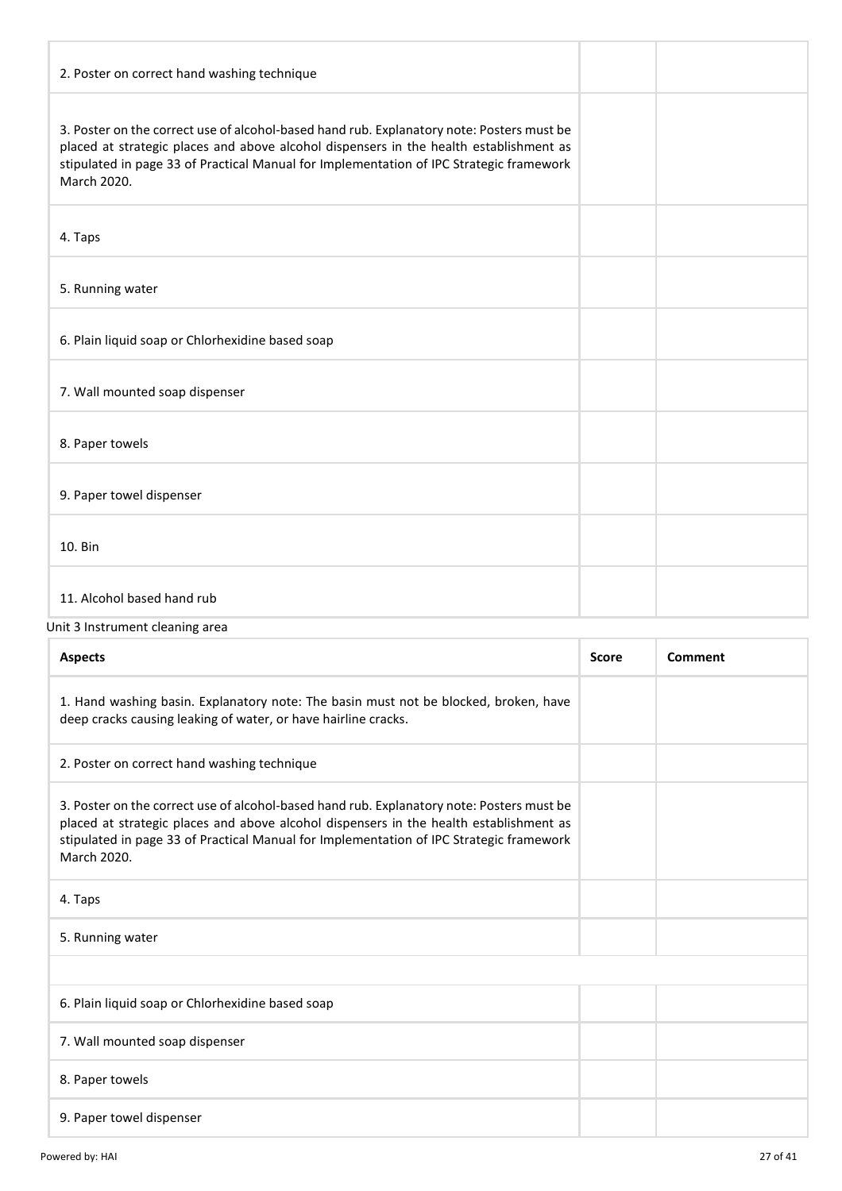| | | |
|---|---|---|
| 2. Poster on correct hand washing technique | | |
| 3. Poster on the correct use of alcohol-based hand rub. Explanatory note: Posters must be placed at strategic places and above alcohol dispensers in the health establishment as stipulated in page 33 of Practical Manual for Implementation of IPC Strategic framework March 2020. | | |
| 4. Taps | | |
| 5. Running water | | |
| 6. Plain liquid soap or Chlorhexidine based soap | | |
| 7. Wall mounted soap dispenser | | |
| 8. Paper towels | | |
| 9. Paper towel dispenser | | |
| 10. Bin | | |
| 11. Alcohol based hand rub | | |

Unit 3 Instrument cleaning area

| Aspects | Score | Comment |
|---|---|---|
| 1. Hand washing basin. Explanatory note: The basin must not be blocked, broken, have deep cracks causing leaking of water, or have hairline cracks. | | |
| 2. Poster on correct hand washing technique | | |
| 3. Poster on the correct use of alcohol-based hand rub. Explanatory note: Posters must be placed at strategic places and above alcohol dispensers in the health establishment as stipulated in page 33 of Practical Manual for Implementation of IPC Strategic framework March 2020. | | |
| 4. Taps | | |
| 5. Running water | | |
| | | |
| 6. Plain liquid soap or Chlorhexidine based soap | | |
| 7. Wall mounted soap dispenser | | |
| 8. Paper towels | | |
| 9. Paper towel dispenser | | |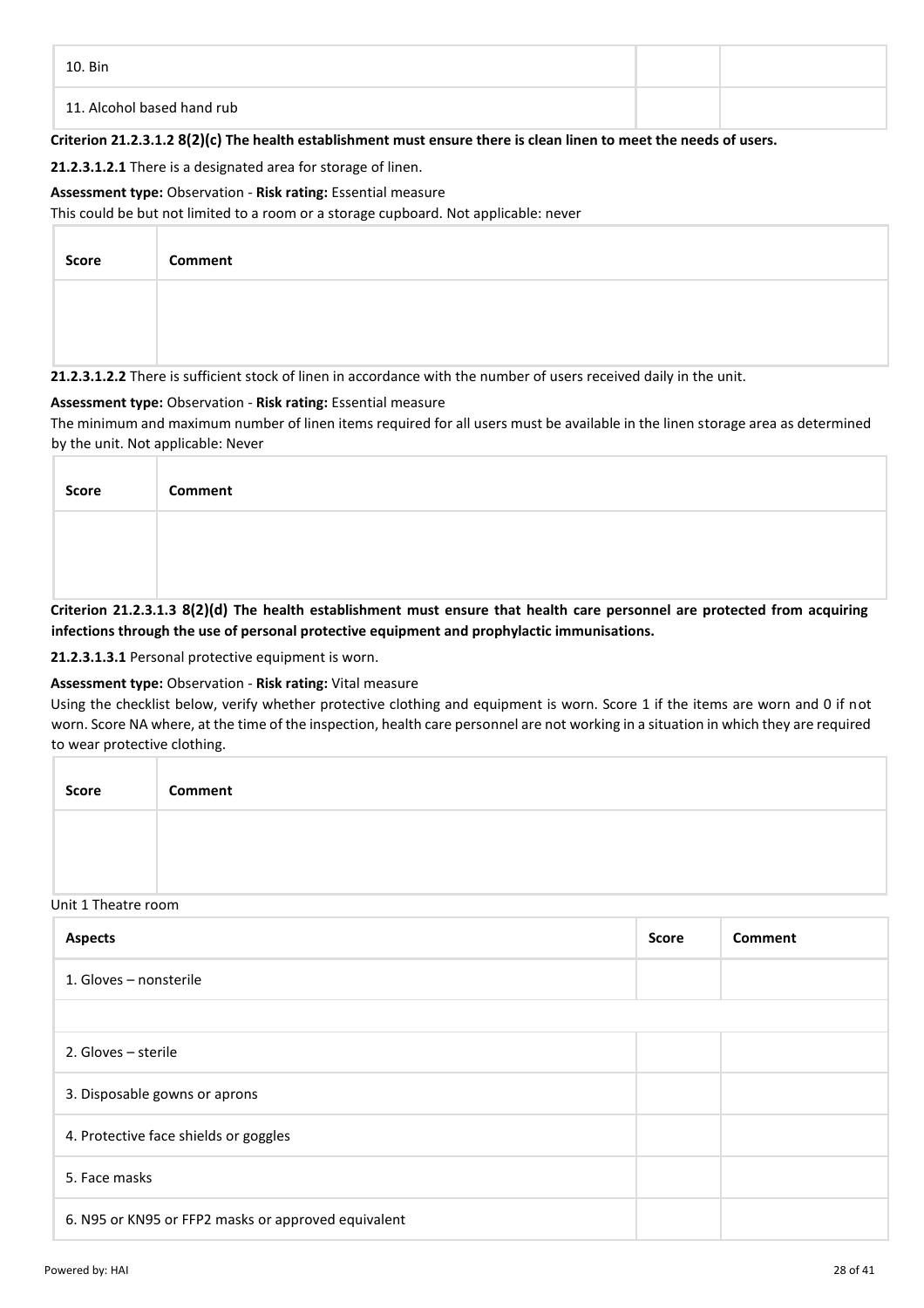| | | |
|---|---|---|
| 10. Bin | | |
| 11. Alcohol based hand rub | | |

**Criterion 21.2.3.1.2 8(2)(c) The health establishment must ensure there is clean linen to meet the needs of users.**

**21.2.3.1.2.1** There is a designated area for storage of linen.

**Assessment type:** Observation - **Risk rating:** Essential measure

This could be but not limited to a room or a storage cupboard. Not applicable: never

| Score | Comment |
|---|---|
| | |

**21.2.3.1.2.2** There is sufficient stock of linen in accordance with the number of users received daily in the unit.

**Assessment type:** Observation - **Risk rating:** Essential measure

The minimum and maximum number of linen items required for all users must be available in the linen storage area as determined by the unit. Not applicable: Never

| Score | Comment |
|---|---|
| | |

**Criterion 21.2.3.1.3 8(2)(d) The health establishment must ensure that health care personnel are protected from acquiring infections through the use of personal protective equipment and prophylactic immunisations.**

**21.2.3.1.3.1** Personal protective equipment is worn.

**Assessment type:** Observation - **Risk rating:** Vital measure

Using the checklist below, verify whether protective clothing and equipment is worn. Score 1 if the items are worn and 0 if not worn. Score NA where, at the time of the inspection, health care personnel are not working in a situation in which they are required to wear protective clothing.

| Score | Comment |
|---|---|
| | |

Unit 1 Theatre room

| Aspects | Score | Comment |
|---|---|---|
| 1. Gloves – nonsterile | | |
| | | |
| 2. Gloves – sterile | | |
| 3. Disposable gowns or aprons | | |
| 4. Protective face shields or goggles | | |
| 5. Face masks | | |
| 6. N95 or KN95 or FFP2 masks or approved equivalent | | |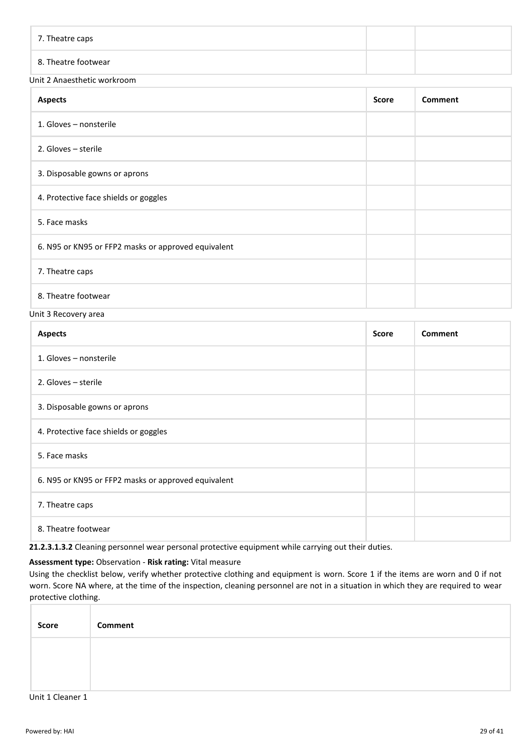| | | |
|---|---|---|
| 7. Theatre caps | | |
| 8. Theatre footwear | | |

Unit 2 Anaesthetic workroom

| Aspects | Score | Comment |
|---|---|---|
| 1. Gloves – nonsterile | | |
| 2. Gloves – sterile | | |
| 3. Disposable gowns or aprons | | |
| 4. Protective face shields or goggles | | |
| 5. Face masks | | |
| 6. N95 or KN95 or FFP2 masks or approved equivalent | | |
| 7. Theatre caps | | |
| 8. Theatre footwear | | |

Unit 3 Recovery area

| Aspects | Score | Comment |
|---|---|---|
| 1. Gloves – nonsterile | | |
| 2. Gloves – sterile | | |
| 3. Disposable gowns or aprons | | |
| 4. Protective face shields or goggles | | |
| 5. Face masks | | |
| 6. N95 or KN95 or FFP2 masks or approved equivalent | | |
| 7. Theatre caps | | |
| 8. Theatre footwear | | |

**21.2.3.1.3.2** Cleaning personnel wear personal protective equipment while carrying out their duties.

**Assessment type:** Observation - **Risk rating:** Vital measure

Using the checklist below, verify whether protective clothing and equipment is worn. Score 1 if the items are worn and 0 if not worn. Score NA where, at the time of the inspection, cleaning personnel are not in a situation in which they are required to wear protective clothing.

| Score | Comment |
|---|---|
| | |

Unit 1 Cleaner 1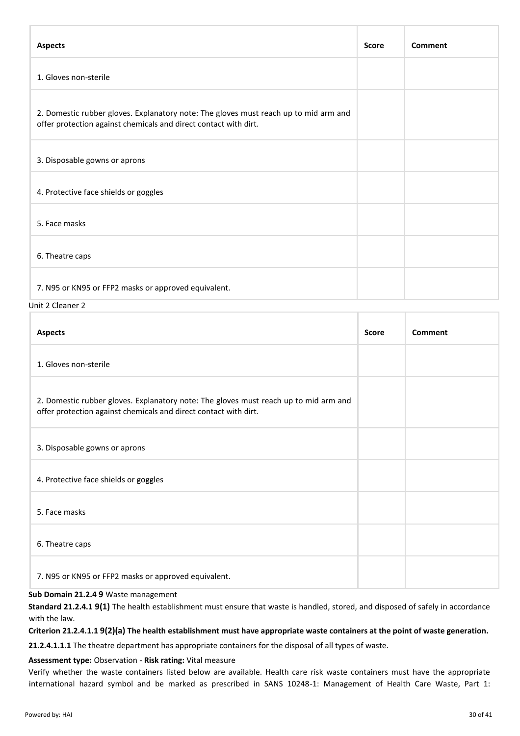| Aspects | Score | Comment |
|---|---|---|
| 1. Gloves non-sterile | | |
| 2. Domestic rubber gloves. Explanatory note: The gloves must reach up to mid arm and offer protection against chemicals and direct contact with dirt. | | |
| 3. Disposable gowns or aprons | | |
| 4. Protective face shields or goggles | | |
| 5. Face masks | | |
| 6. Theatre caps | | |
| 7. N95 or KN95 or FFP2 masks or approved equivalent. | | |

Unit 2 Cleaner 2

| Aspects | Score | Comment |
|---|---|---|
| 1. Gloves non-sterile | | |
| 2. Domestic rubber gloves. Explanatory note: The gloves must reach up to mid arm and offer protection against chemicals and direct contact with dirt. | | |
| 3. Disposable gowns or aprons | | |
| 4. Protective face shields or goggles | | |
| 5. Face masks | | |
| 6. Theatre caps | | |
| 7. N95 or KN95 or FFP2 masks or approved equivalent. | | |

**Sub Domain 21.2.4 9** Waste management

**Standard 21.2.4.1 9(1)** The health establishment must ensure that waste is handled, stored, and disposed of safely in accordance with the law.

**Criterion 21.2.4.1.1 9(2)(a) The health establishment must have appropriate waste containers at the point of waste generation.**

**21.2.4.1.1.1** The theatre department has appropriate containers for the disposal of all types of waste.

**Assessment type:** Observation - **Risk rating:** Vital measure

Verify whether the waste containers listed below are available. Health care risk waste containers must have the appropriate international hazard symbol and be marked as prescribed in SANS 10248-1: Management of Health Care Waste, Part 1: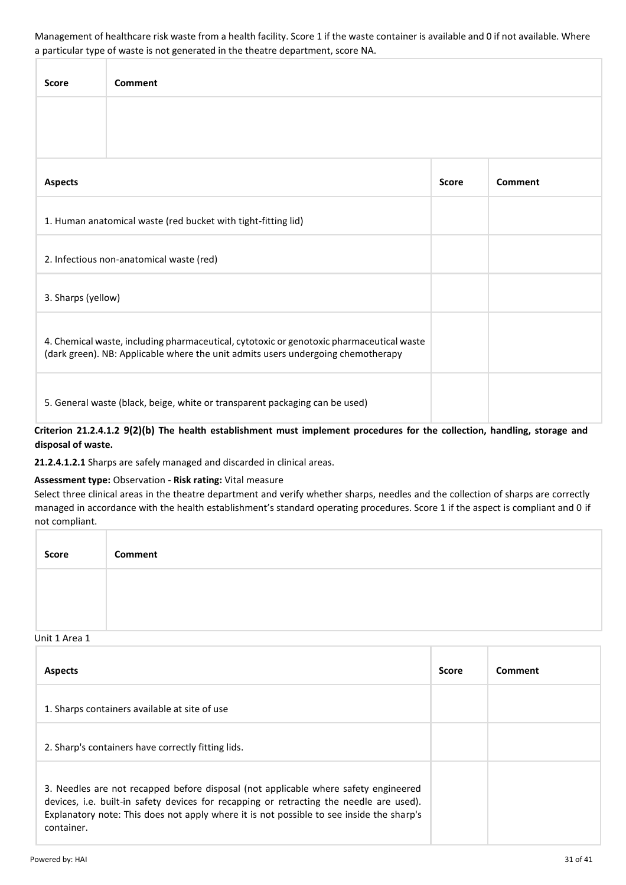Management of healthcare risk waste from a health facility. Score 1 if the waste container is available and 0 if not available. Where a particular type of waste is not generated in the theatre department, score NA.

| Score | Comment |
| --- | --- |
| | |

| Aspects | Score | Comment |
| --- | --- | --- |
| 1. Human anatomical waste (red bucket with tight-fitting lid) | | |
| 2. Infectious non-anatomical waste (red) | | |
| 3. Sharps (yellow) | | |
| 4. Chemical waste, including pharmaceutical, cytotoxic or genotoxic pharmaceutical waste (dark green). NB: Applicable where the unit admits users undergoing chemotherapy | | |
| 5. General waste (black, beige, white or transparent packaging can be used) | | |

**Criterion 21.2.4.1.2 9(2)(b) The health establishment must implement procedures for the collection, handling, storage and disposal of waste.**

**21.2.4.1.2.1** Sharps are safely managed and discarded in clinical areas.

**Assessment type:** Observation - **Risk rating:** Vital measure

Select three clinical areas in the theatre department and verify whether sharps, needles and the collection of sharps are correctly managed in accordance with the health establishment's standard operating procedures. Score 1 if the aspect is compliant and 0 if not compliant.

| Score | Comment |
| --- | --- |
| | |

Unit 1 Area 1

| Aspects | Score | Comment |
| --- | --- | --- |
| 1. Sharps containers available at site of use | | |
| 2. Sharp's containers have correctly fitting lids. | | |
| 3. Needles are not recapped before disposal (not applicable where safety engineered devices, i.e. built-in safety devices for recapping or retracting the needle are used). Explanatory note: This does not apply where it is not possible to see inside the sharp's container. | | |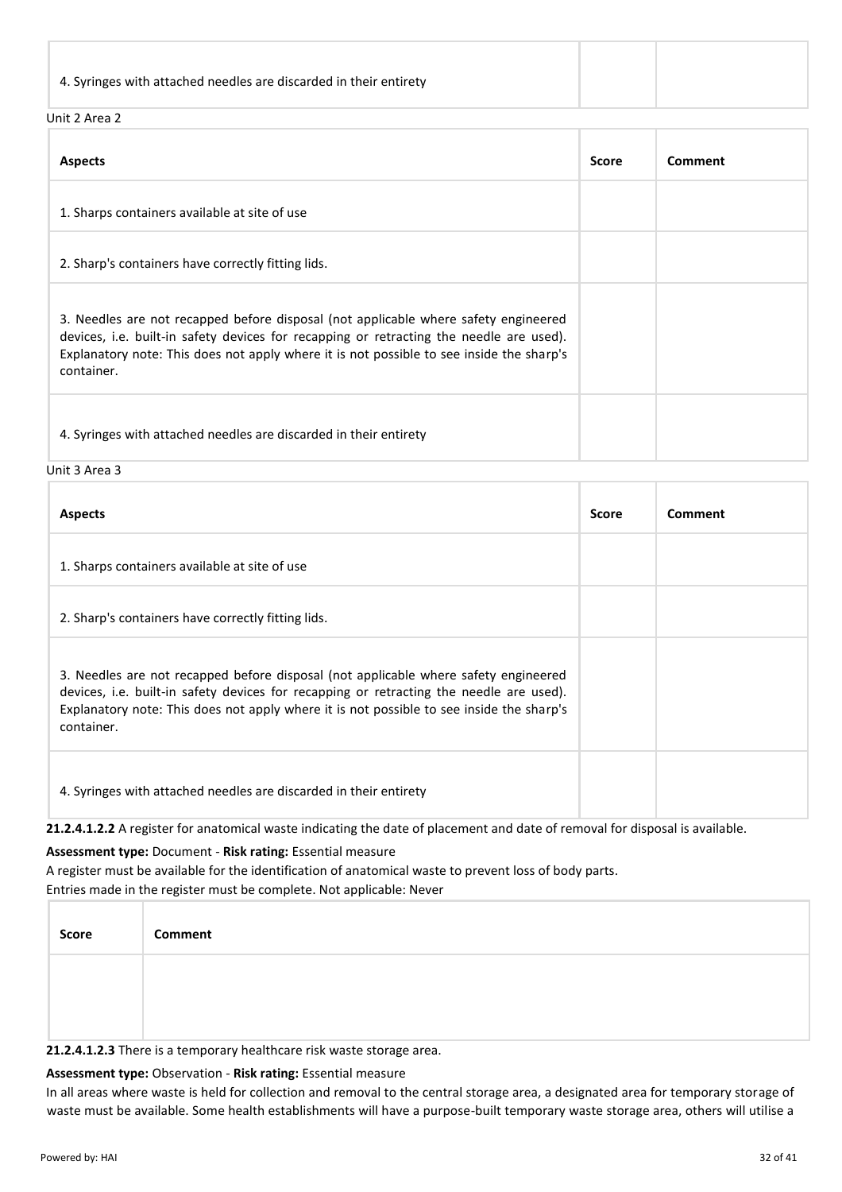| 4. Syringes with attached needles are discarded in their entirety | | |
|---|---|---|

Unit 2 Area 2

| Aspects | Score | Comment |
|---|---|---|
| 1. Sharps containers available at site of use | | |
| 2. Sharp's containers have correctly fitting lids. | | |
| 3. Needles are not recapped before disposal (not applicable where safety engineered devices, i.e. built-in safety devices for recapping or retracting the needle are used). Explanatory note: This does not apply where it is not possible to see inside the sharp's container. | | |
| 4. Syringes with attached needles are discarded in their entirety | | |

Unit 3 Area 3

| Aspects | Score | Comment |
|---|---|---|
| 1. Sharps containers available at site of use | | |
| 2. Sharp's containers have correctly fitting lids. | | |
| 3. Needles are not recapped before disposal (not applicable where safety engineered devices, i.e. built-in safety devices for recapping or retracting the needle are used). Explanatory note: This does not apply where it is not possible to see inside the sharp's container. | | |
| 4. Syringes with attached needles are discarded in their entirety | | |

**21.2.4.1.2.2** A register for anatomical waste indicating the date of placement and date of removal for disposal is available.

**Assessment type:** Document - **Risk rating:** Essential measure

A register must be available for the identification of anatomical waste to prevent loss of body parts.

Entries made in the register must be complete. Not applicable: Never

| Score | Comment |
|---|---|
| | |

**21.2.4.1.2.3** There is a temporary healthcare risk waste storage area.

**Assessment type:** Observation - **Risk rating:** Essential measure

In all areas where waste is held for collection and removal to the central storage area, a designated area for temporary storage of waste must be available. Some health establishments will have a purpose-built temporary waste storage area, others will utilise a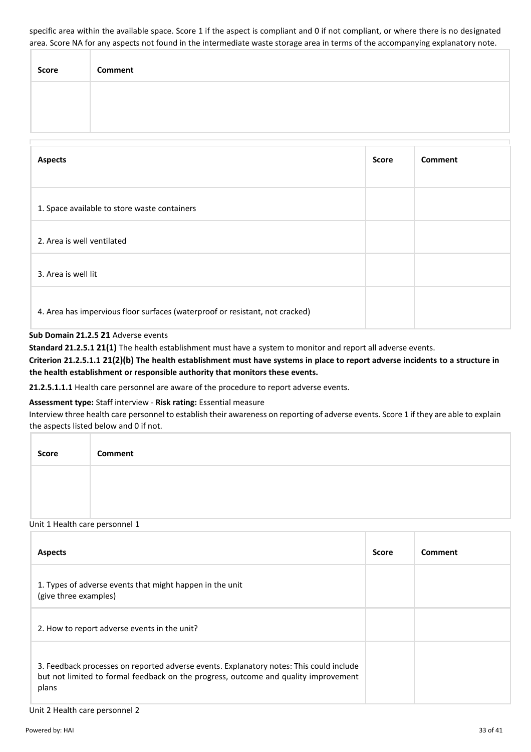specific area within the available space. Score 1 if the aspect is compliant and 0 if not compliant, or where there is no designated area. Score NA for any aspects not found in the intermediate waste storage area in terms of the accompanying explanatory note.

| Score | Comment |
|---|---|
| | |

| Aspects | Score | Comment |
|---|---|---|
| 1. Space available to store waste containers | | |
| 2. Area is well ventilated | | |
| 3. Area is well lit | | |
| 4. Area has impervious floor surfaces (waterproof or resistant, not cracked) | | |

**Sub Domain 21.2.5 21** Adverse events

**Standard 21.2.5.1 21(1)** The health establishment must have a system to monitor and report all adverse events.

**Criterion 21.2.5.1.1 21(2)(b) The health establishment must have systems in place to report adverse incidents to a structure in the health establishment or responsible authority that monitors these events.**

**21.2.5.1.1.1** Health care personnel are aware of the procedure to report adverse events.

**Assessment type:** Staff interview - **Risk rating:** Essential measure

Interview three health care personnel to establish their awareness on reporting of adverse events. Score 1 if they are able to explain the aspects listed below and 0 if not.

| Score | Comment |
|---|---|
| | |

Unit 1 Health care personnel 1

| Aspects | Score | Comment |
|---|---|---|
| 1. Types of adverse events that might happen in the unit (give three examples) | | |
| 2. How to report adverse events in the unit? | | |
| 3. Feedback processes on reported adverse events. Explanatory notes: This could include but not limited to formal feedback on the progress, outcome and quality improvement plans | | |

Unit 2 Health care personnel 2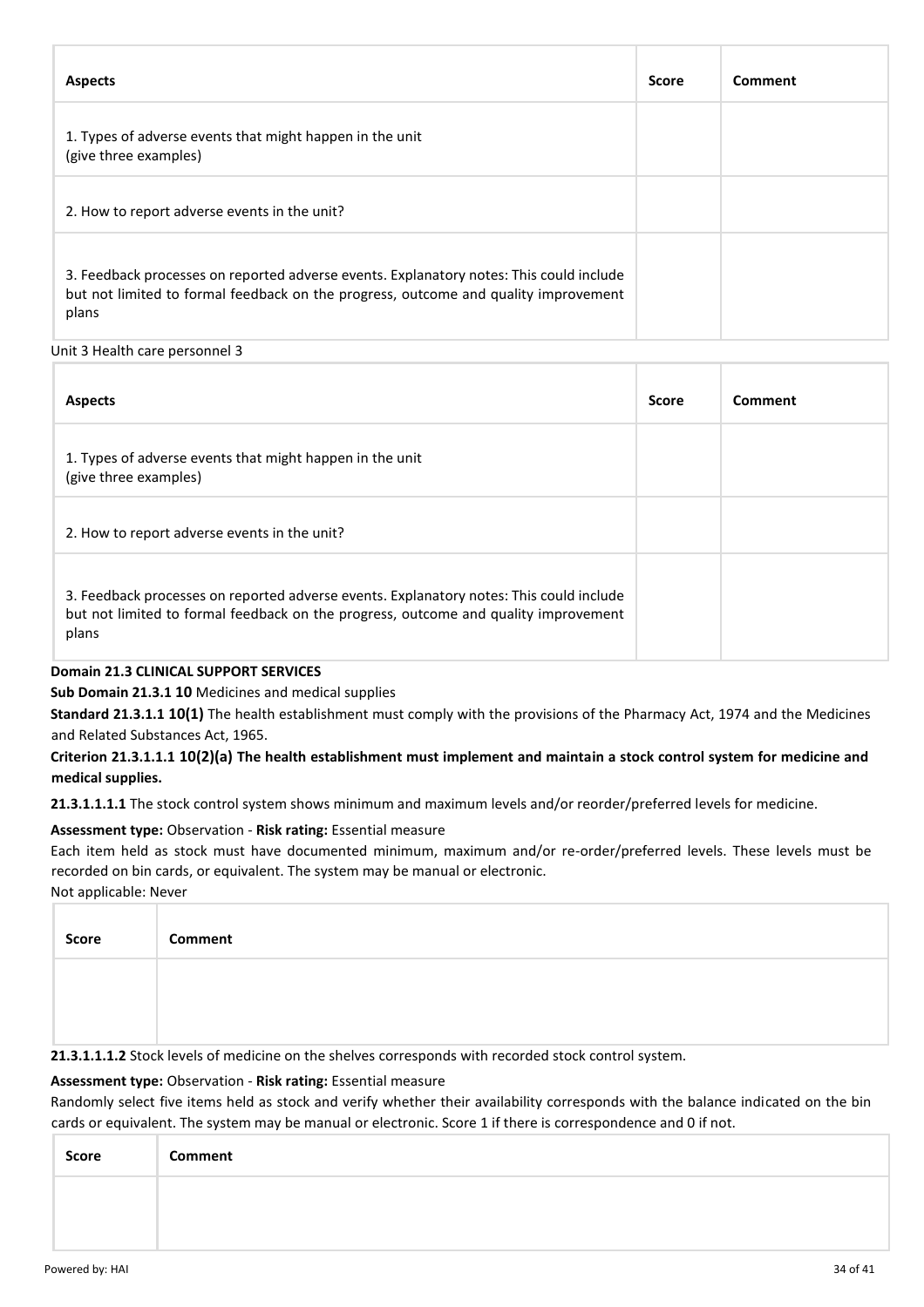| Aspects | Score | Comment |
|---|---|---|
| 1. Types of adverse events that might happen in the unit (give three examples) | | |
| 2. How to report adverse events in the unit? | | |
| 3. Feedback processes on reported adverse events. Explanatory notes: This could include but not limited to formal feedback on the progress, outcome and quality improvement plans | | |

Unit 3 Health care personnel 3

| Aspects | Score | Comment |
|---|---|---|
| 1. Types of adverse events that might happen in the unit (give three examples) | | |
| 2. How to report adverse events in the unit? | | |
| 3. Feedback processes on reported adverse events. Explanatory notes: This could include but not limited to formal feedback on the progress, outcome and quality improvement plans | | |

**Domain 21.3 CLINICAL SUPPORT SERVICES**

**Sub Domain 21.3.1 10** Medicines and medical supplies

**Standard 21.3.1.1 10(1)** The health establishment must comply with the provisions of the Pharmacy Act, 1974 and the Medicines and Related Substances Act, 1965.

**Criterion 21.3.1.1.1 10(2)(a) The health establishment must implement and maintain a stock control system for medicine and medical supplies.**

**21.3.1.1.1.1** The stock control system shows minimum and maximum levels and/or reorder/preferred levels for medicine.

**Assessment type:** Observation - **Risk rating:** Essential measure

Each item held as stock must have documented minimum, maximum and/or re-order/preferred levels. These levels must be recorded on bin cards, or equivalent. The system may be manual or electronic.

Not applicable: Never

| Score | Comment |
|---|---|
| | |

**21.3.1.1.1.2** Stock levels of medicine on the shelves corresponds with recorded stock control system.

**Assessment type:** Observation - **Risk rating:** Essential measure

Randomly select five items held as stock and verify whether their availability corresponds with the balance indicated on the bin cards or equivalent. The system may be manual or electronic. Score 1 if there is correspondence and 0 if not.

| Score | Comment |
|---|---|
| | |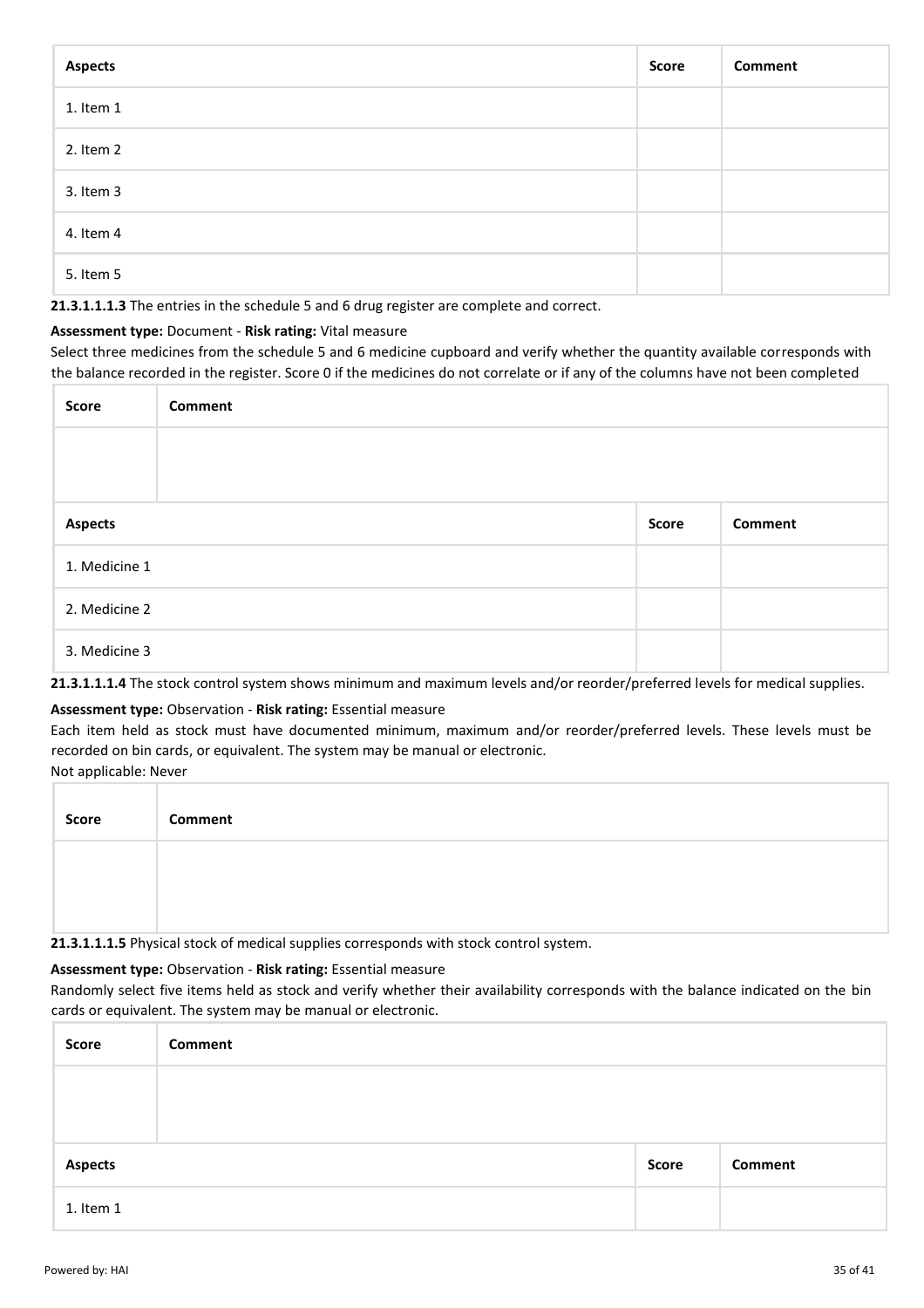| Aspects | Score | Comment |
|---|---|---|
| 1. Item 1 | | |
| 2. Item 2 | | |
| 3. Item 3 | | |
| 4. Item 4 | | |
| 5. Item 5 | | |

**21.3.1.1.1.3** The entries in the schedule 5 and 6 drug register are complete and correct.

**Assessment type:** Document - **Risk rating:** Vital measure

Select three medicines from the schedule 5 and 6 medicine cupboard and verify whether the quantity available corresponds with the balance recorded in the register. Score 0 if the medicines do not correlate or if any of the columns have not been completed

| Score | Comment |
|---|---|
| | |

| Aspects | Score | Comment |
|---|---|---|
| 1. Medicine 1 | | |
| 2. Medicine 2 | | |
| 3. Medicine 3 | | |

**21.3.1.1.1.4** The stock control system shows minimum and maximum levels and/or reorder/preferred levels for medical supplies.

**Assessment type:** Observation - **Risk rating:** Essential measure

Each item held as stock must have documented minimum, maximum and/or reorder/preferred levels. These levels must be recorded on bin cards, or equivalent. The system may be manual or electronic.

Not applicable: Never

| Score | Comment |
|---|---|
| | |

**21.3.1.1.1.5** Physical stock of medical supplies corresponds with stock control system.

**Assessment type:** Observation - **Risk rating:** Essential measure

Randomly select five items held as stock and verify whether their availability corresponds with the balance indicated on the bin cards or equivalent. The system may be manual or electronic.

| Score | Comment |
|---|---|
| | |

| Aspects | Score | Comment |
|---|---|---|
| 1. Item 1 | | |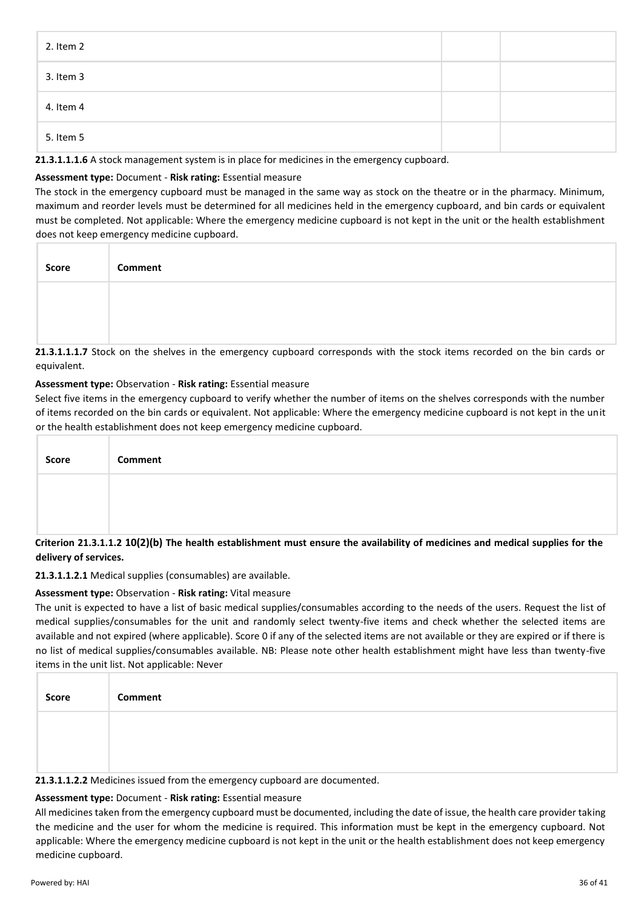| 2. Item 2 | | |
|---|---|---|
| 3. Item 3 | | |
| 4. Item 4 | | |
| 5. Item 5 | | |

**21.3.1.1.1.6** A stock management system is in place for medicines in the emergency cupboard.

**Assessment type:** Document - **Risk rating:** Essential measure

The stock in the emergency cupboard must be managed in the same way as stock on the theatre or in the pharmacy. Minimum, maximum and reorder levels must be determined for all medicines held in the emergency cupboard, and bin cards or equivalent must be completed. Not applicable: Where the emergency medicine cupboard is not kept in the unit or the health establishment does not keep emergency medicine cupboard.

| Score | Comment |
|---|---|
| | |

**21.3.1.1.1.7** Stock on the shelves in the emergency cupboard corresponds with the stock items recorded on the bin cards or equivalent.

**Assessment type:** Observation - **Risk rating:** Essential measure

Select five items in the emergency cupboard to verify whether the number of items on the shelves corresponds with the number of items recorded on the bin cards or equivalent. Not applicable: Where the emergency medicine cupboard is not kept in the unit or the health establishment does not keep emergency medicine cupboard.

| Score | Comment |
|---|---|
| | |

**Criterion 21.3.1.1.2 10(2)(b) The health establishment must ensure the availability of medicines and medical supplies for the delivery of services.**

**21.3.1.1.2.1** Medical supplies (consumables) are available.

**Assessment type:** Observation - **Risk rating:** Vital measure

The unit is expected to have a list of basic medical supplies/consumables according to the needs of the users. Request the list of medical supplies/consumables for the unit and randomly select twenty-five items and check whether the selected items are available and not expired (where applicable). Score 0 if any of the selected items are not available or they are expired or if there is no list of medical supplies/consumables available. NB: Please note other health establishment might have less than twenty-five items in the unit list. Not applicable: Never

| Score | Comment |
|---|---|
| | |

**21.3.1.1.2.2** Medicines issued from the emergency cupboard are documented.

**Assessment type:** Document - **Risk rating:** Essential measure

All medicines taken from the emergency cupboard must be documented, including the date of issue, the health care provider taking the medicine and the user for whom the medicine is required. This information must be kept in the emergency cupboard. Not applicable: Where the emergency medicine cupboard is not kept in the unit or the health establishment does not keep emergency medicine cupboard.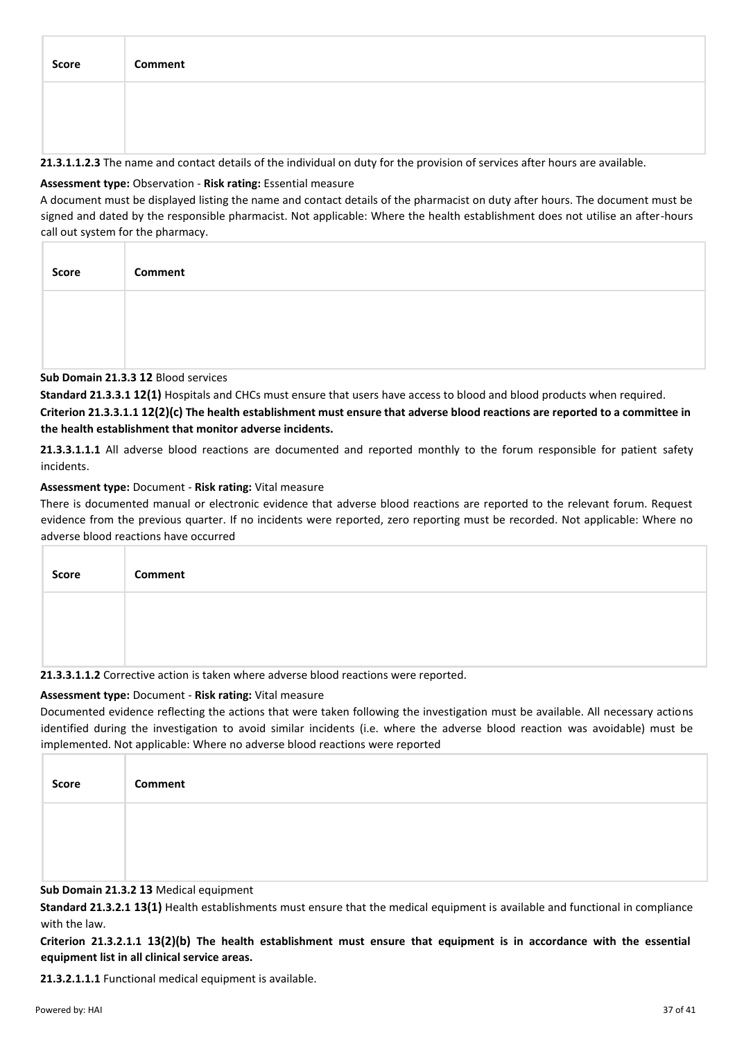| Score | Comment |
|---|---|
| | |

**21.3.1.1.2.3** The name and contact details of the individual on duty for the provision of services after hours are available.

**Assessment type:** Observation - **Risk rating:** Essential measure

A document must be displayed listing the name and contact details of the pharmacist on duty after hours. The document must be signed and dated by the responsible pharmacist. Not applicable: Where the health establishment does not utilise an after-hours call out system for the pharmacy.

| Score | Comment |
|---|---|
| | |

**Sub Domain 21.3.3 12** Blood services

**Standard 21.3.3.1 12(1)** Hospitals and CHCs must ensure that users have access to blood and blood products when required.

**Criterion 21.3.3.1.1 12(2)(c) The health establishment must ensure that adverse blood reactions are reported to a committee in the health establishment that monitor adverse incidents.**

**21.3.3.1.1.1** All adverse blood reactions are documented and reported monthly to the forum responsible for patient safety incidents.

**Assessment type:** Document - **Risk rating:** Vital measure

There is documented manual or electronic evidence that adverse blood reactions are reported to the relevant forum. Request evidence from the previous quarter. If no incidents were reported, zero reporting must be recorded. Not applicable: Where no adverse blood reactions have occurred

| Score | Comment |
|---|---|
| | |

**21.3.3.1.1.2** Corrective action is taken where adverse blood reactions were reported.

**Assessment type:** Document - **Risk rating:** Vital measure

Documented evidence reflecting the actions that were taken following the investigation must be available. All necessary actions identified during the investigation to avoid similar incidents (i.e. where the adverse blood reaction was avoidable) must be implemented. Not applicable: Where no adverse blood reactions were reported

| Score | Comment |
|---|---|
| | |

**Sub Domain 21.3.2 13** Medical equipment

**Standard 21.3.2.1 13(1)** Health establishments must ensure that the medical equipment is available and functional in compliance with the law.

**Criterion 21.3.2.1.1 13(2)(b) The health establishment must ensure that equipment is in accordance with the essential equipment list in all clinical service areas.**

**21.3.2.1.1.1** Functional medical equipment is available.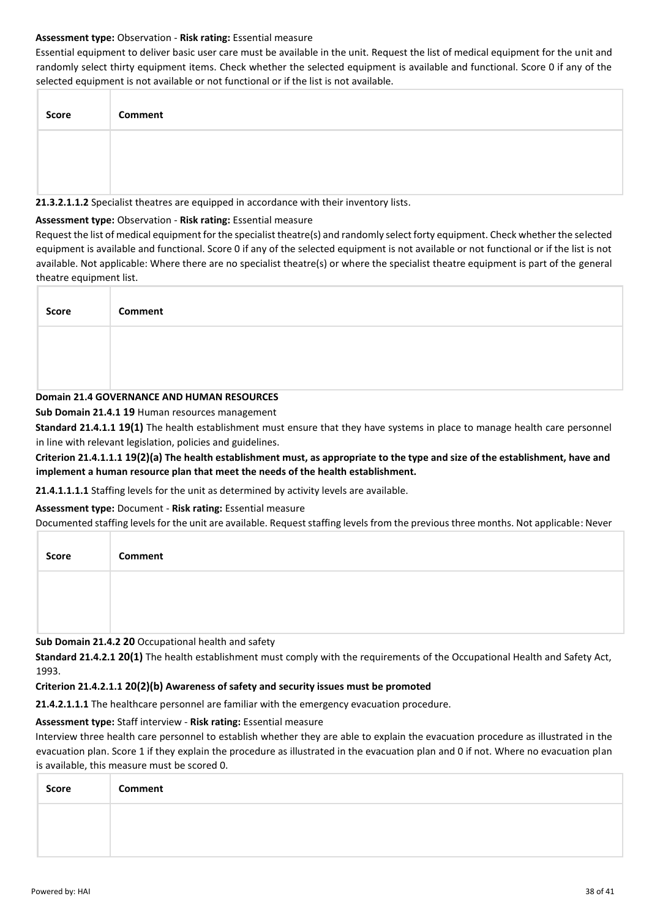**Assessment type:** Observation - **Risk rating:** Essential measure

Essential equipment to deliver basic user care must be available in the unit. Request the list of medical equipment for the unit and randomly select thirty equipment items. Check whether the selected equipment is available and functional. Score 0 if any of the selected equipment is not available or not functional or if the list is not available.

| Score | Comment |
| --- | --- |
| | |

**21.3.2.1.1.2** Specialist theatres are equipped in accordance with their inventory lists.

**Assessment type:** Observation - **Risk rating:** Essential measure

Request the list of medical equipment for the specialist theatre(s) and randomly select forty equipment. Check whether the selected equipment is available and functional. Score 0 if any of the selected equipment is not available or not functional or if the list is not available. Not applicable: Where there are no specialist theatre(s) or where the specialist theatre equipment is part of the general theatre equipment list.

| Score | Comment |
| --- | --- |
| | |

**Domain 21.4 GOVERNANCE AND HUMAN RESOURCES**

**Sub Domain 21.4.1 19** Human resources management

**Standard 21.4.1.1 19(1)** The health establishment must ensure that they have systems in place to manage health care personnel in line with relevant legislation, policies and guidelines.

**Criterion 21.4.1.1.1 19(2)(a) The health establishment must, as appropriate to the type and size of the establishment, have and implement a human resource plan that meet the needs of the health establishment.**

**21.4.1.1.1.1** Staffing levels for the unit as determined by activity levels are available.

**Assessment type:** Document - **Risk rating:** Essential measure

Documented staffing levels for the unit are available. Request staffing levels from the previous three months. Not applicable: Never

| Score | Comment |
| --- | --- |
| | |

**Sub Domain 21.4.2 20** Occupational health and safety

**Standard 21.4.2.1 20(1)** The health establishment must comply with the requirements of the Occupational Health and Safety Act, 1993.

**Criterion 21.4.2.1.1 20(2)(b) Awareness of safety and security issues must be promoted**

**21.4.2.1.1.1** The healthcare personnel are familiar with the emergency evacuation procedure.

**Assessment type:** Staff interview - **Risk rating:** Essential measure

Interview three health care personnel to establish whether they are able to explain the evacuation procedure as illustrated in the evacuation plan. Score 1 if they explain the procedure as illustrated in the evacuation plan and 0 if not. Where no evacuation plan is available, this measure must be scored 0.

| Score | Comment |
| --- | --- |
| | |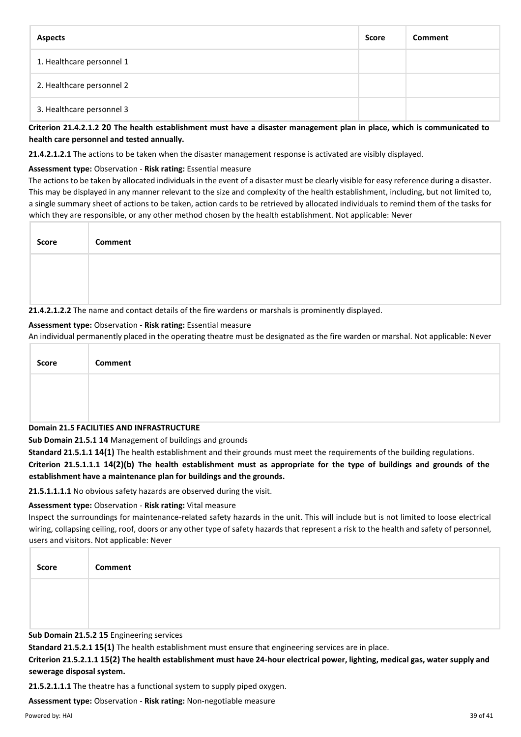| Aspects | Score | Comment |
| --- | --- | --- |
| 1. Healthcare personnel 1 | | |
| 2. Healthcare personnel 2 | | |
| 3. Healthcare personnel 3 | | |

**Criterion 21.4.2.1.2 20 The health establishment must have a disaster management plan in place, which is communicated to health care personnel and tested annually.**

**21.4.2.1.2.1** The actions to be taken when the disaster management response is activated are visibly displayed.

**Assessment type:** Observation - **Risk rating:** Essential measure

The actions to be taken by allocated individuals in the event of a disaster must be clearly visible for easy reference during a disaster. This may be displayed in any manner relevant to the size and complexity of the health establishment, including, but not limited to, a single summary sheet of actions to be taken, action cards to be retrieved by allocated individuals to remind them of the tasks for which they are responsible, or any other method chosen by the health establishment. Not applicable: Never

| Score | Comment |
| --- | --- |
| | |

**21.4.2.1.2.2** The name and contact details of the fire wardens or marshals is prominently displayed.

**Assessment type:** Observation - **Risk rating:** Essential measure

An individual permanently placed in the operating theatre must be designated as the fire warden or marshal. Not applicable: Never

| Score | Comment |
| --- | --- |
| | |

**Domain 21.5 FACILITIES AND INFRASTRUCTURE**

**Sub Domain 21.5.1 14** Management of buildings and grounds

**Standard 21.5.1.1 14(1)** The health establishment and their grounds must meet the requirements of the building regulations.

**Criterion 21.5.1.1.1 14(2)(b) The health establishment must as appropriate for the type of buildings and grounds of the establishment have a maintenance plan for buildings and the grounds.**

**21.5.1.1.1.1** No obvious safety hazards are observed during the visit.

**Assessment type:** Observation - **Risk rating:** Vital measure

Inspect the surroundings for maintenance-related safety hazards in the unit. This will include but is not limited to loose electrical wiring, collapsing ceiling, roof, doors or any other type of safety hazards that represent a risk to the health and safety of personnel, users and visitors. Not applicable: Never

| Score | Comment |
| --- | --- |
| | |

**Sub Domain 21.5.2 15** Engineering services

**Standard 21.5.2.1 15(1)** The health establishment must ensure that engineering services are in place.

**Criterion 21.5.2.1.1 15(2) The health establishment must have 24-hour electrical power, lighting, medical gas, water supply and sewerage disposal system.**

**21.5.2.1.1.1** The theatre has a functional system to supply piped oxygen.

**Assessment type:** Observation - **Risk rating:** Non-negotiable measure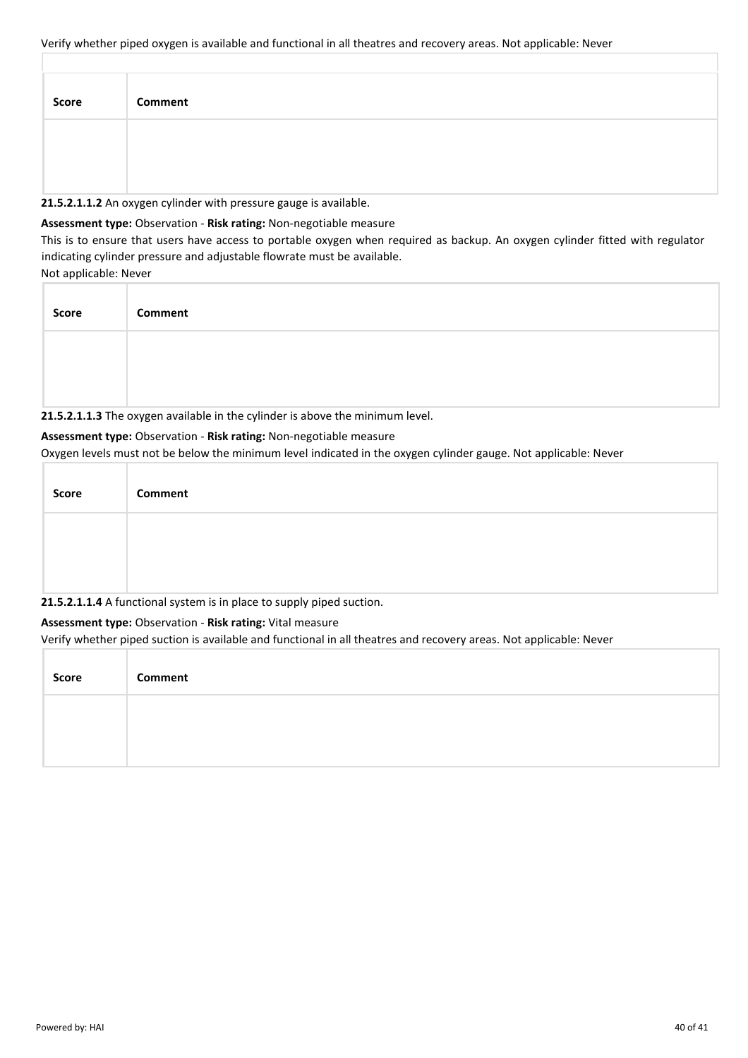Verify whether piped oxygen is available and functional in all theatres and recovery areas. Not applicable: Never

| Score | Comment |
| --- | --- |
| | |

**21.5.2.1.1.2** An oxygen cylinder with pressure gauge is available.

**Assessment type:** Observation - **Risk rating:** Non-negotiable measure

This is to ensure that users have access to portable oxygen when required as backup. An oxygen cylinder fitted with regulator indicating cylinder pressure and adjustable flowrate must be available.

Not applicable: Never

| Score | Comment |
| --- | --- |
| | |

**21.5.2.1.1.3** The oxygen available in the cylinder is above the minimum level.

**Assessment type:** Observation - **Risk rating:** Non-negotiable measure

Oxygen levels must not be below the minimum level indicated in the oxygen cylinder gauge. Not applicable: Never

| Score | Comment |
| --- | --- |
| | |

**21.5.2.1.1.4** A functional system is in place to supply piped suction.

**Assessment type:** Observation - **Risk rating:** Vital measure

Verify whether piped suction is available and functional in all theatres and recovery areas. Not applicable: Never

| Score | Comment |
| --- | --- |
| | |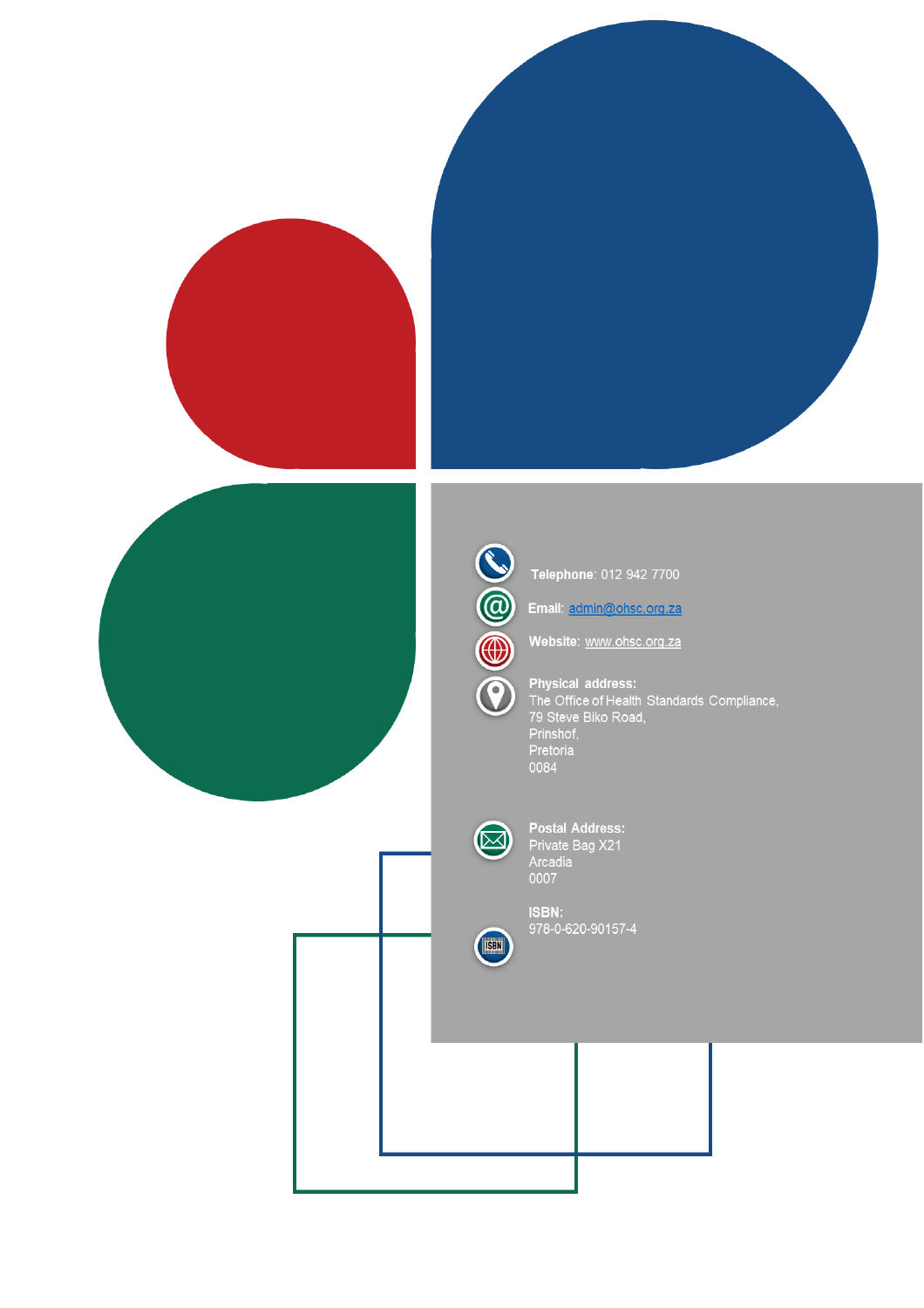**Telephone**: 012 942 7700

**Email**: admin@ohsc.org.za

**Website**: www.ohsc.org.za

**Physical address:**
The Office of Health Standards Compliance,
79 Steve Biko Road,
Prinshof,
Pretoria
0084

**Postal Address:**
Private Bag X21
Arcadia
0007

**ISBN:**
978-0-620-90157-4